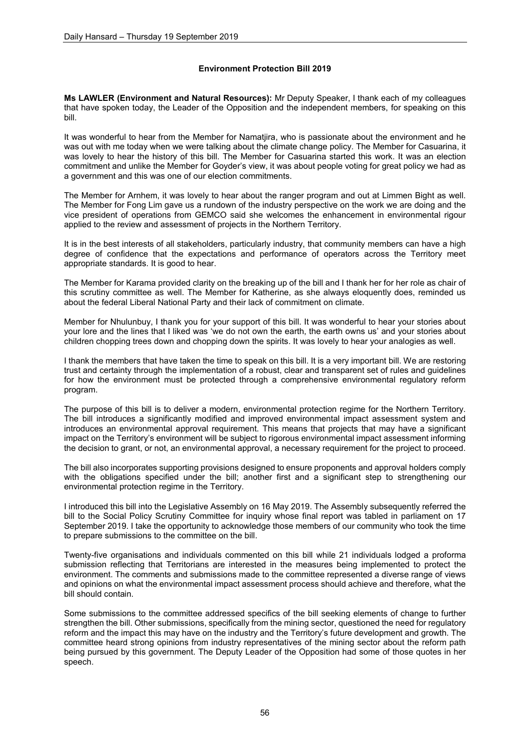## Environment Protection Bill 2019

**Ms LAWLER (Environment and Natural Resources):** Mr Deputy Speaker, I thank each of my colleagues that have spoken today, the Leader of the Opposition and the independent members, for speaking on this bill.

It was wonderful to hear from the Member for Namatjira, who is passionate about the environment and he was out with me today when we were talking about the climate change policy. The Member for Casuarina, it was lovely to hear the history of this bill. The Member for Casuarina started this work. It was an election commitment and unlike the Member for Goyder's view, it was about people voting for great policy we had as a government and this was one of our election commitments.

The Member for Arnhem, it was lovely to hear about the ranger program and out at Limmen Bight as well. The Member for Fong Lim gave us a rundown of the industry perspective on the work we are doing and the vice president of operations from GEMCO said she welcomes the enhancement in environmental rigour applied to the review and assessment of projects in the Northern Territory.

It is in the best interests of all stakeholders, particularly industry, that community members can have a high degree of confidence that the expectations and performance of operators across the Territory meet appropriate standards. It is good to hear.

The Member for Karama provided clarity on the breaking up of the bill and I thank her for her role as chair of this scrutiny committee as well. The Member for Katherine, as she always eloquently does, reminded us about the federal Liberal National Party and their lack of commitment on climate.

Member for Nhulunbuy, I thank you for your support of this bill. It was wonderful to hear your stories about your lore and the lines that I liked was 'we do not own the earth, the earth owns us' and your stories about children chopping trees down and chopping down the spirits. It was lovely to hear your analogies as well.

I thank the members that have taken the time to speak on this bill. It is a very important bill. We are restoring trust and certainty through the implementation of a robust, clear and transparent set of rules and guidelines for how the environment must be protected through a comprehensive environmental regulatory reform program.

The purpose of this bill is to deliver a modern, environmental protection regime for the Northern Territory. The bill introduces a significantly modified and improved environmental impact assessment system and introduces an environmental approval requirement. This means that projects that may have a significant impact on the Territory's environment will be subject to rigorous environmental impact assessment informing the decision to grant, or not, an environmental approval, a necessary requirement for the project to proceed.

The bill also incorporates supporting provisions designed to ensure proponents and approval holders comply with the obligations specified under the bill; another first and a significant step to strengthening our environmental protection regime in the Territory.

I introduced this bill into the Legislative Assembly on 16 May 2019. The Assembly subsequently referred the bill to the Social Policy Scrutiny Committee for inquiry whose final report was tabled in parliament on 17 September 2019. I take the opportunity to acknowledge those members of our community who took the time to prepare submissions to the committee on the bill.

Twenty-five organisations and individuals commented on this bill while 21 individuals lodged a proforma submission reflecting that Territorians are interested in the measures being implemented to protect the environment. The comments and submissions made to the committee represented a diverse range of views and opinions on what the environmental impact assessment process should achieve and therefore, what the bill should contain.

Some submissions to the committee addressed specifics of the bill seeking elements of change to further strengthen the bill. Other submissions, specifically from the mining sector, questioned the need for regulatory reform and the impact this may have on the industry and the Territory's future development and growth. The committee heard strong opinions from industry representatives of the mining sector about the reform path being pursued by this government. The Deputy Leader of the Opposition had some of those quotes in her speech.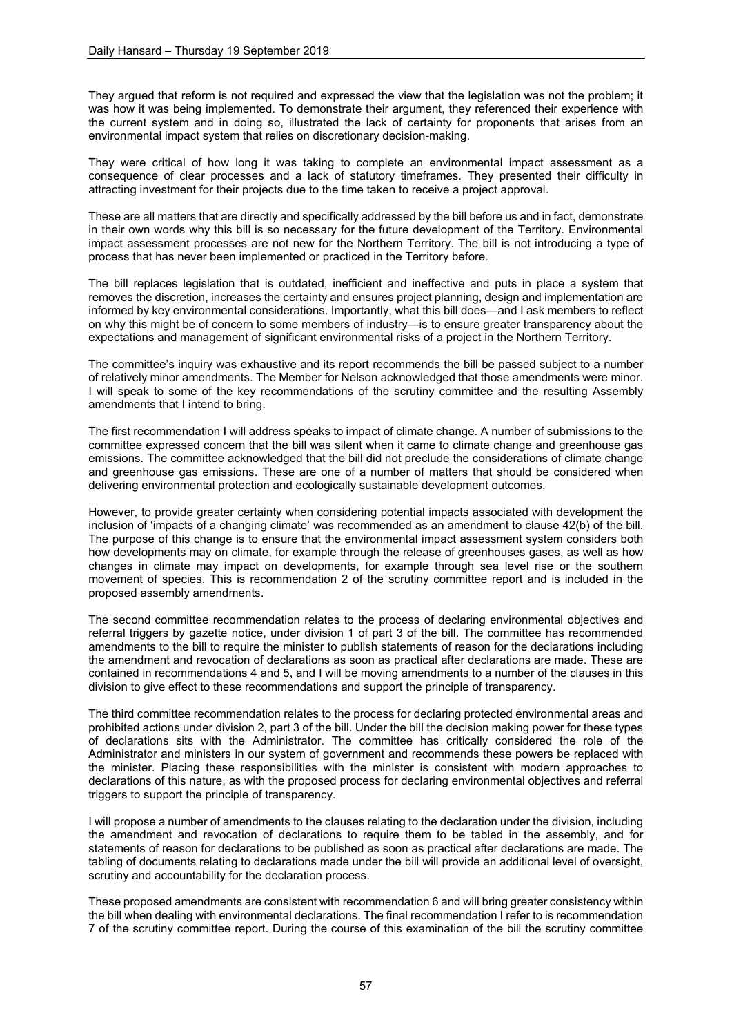They argued that reform is not required and expressed the view that the legislation was not the problem; it was how it was being implemented. To demonstrate their argument, they referenced their experience with the current system and in doing so, illustrated the lack of certainty for proponents that arises from an environmental impact system that relies on discretionary decision-making.

They were critical of how long it was taking to complete an environmental impact assessment as a consequence of clear processes and a lack of statutory timeframes. They presented their difficulty in attracting investment for their projects due to the time taken to receive a project approval.

These are all matters that are directly and specifically addressed by the bill before us and in fact, demonstrate in their own words why this bill is so necessary for the future development of the Territory. Environmental impact assessment processes are not new for the Northern Territory. The bill is not introducing a type of process that has never been implemented or practiced in the Territory before.

The bill replaces legislation that is outdated, inefficient and ineffective and puts in place a system that removes the discretion, increases the certainty and ensures project planning, design and implementation are informed by key environmental considerations. Importantly, what this bill does—and I ask members to reflect on why this might be of concern to some members of industry—is to ensure greater transparency about the expectations and management of significant environmental risks of a project in the Northern Territory.

The committee's inquiry was exhaustive and its report recommends the bill be passed subject to a number of relatively minor amendments. The Member for Nelson acknowledged that those amendments were minor. I will speak to some of the key recommendations of the scrutiny committee and the resulting Assembly amendments that I intend to bring.

The first recommendation I will address speaks to impact of climate change. A number of submissions to the committee expressed concern that the bill was silent when it came to climate change and greenhouse gas emissions. The committee acknowledged that the bill did not preclude the considerations of climate change and greenhouse gas emissions. These are one of a number of matters that should be considered when delivering environmental protection and ecologically sustainable development outcomes.

However, to provide greater certainty when considering potential impacts associated with development the inclusion of 'impacts of a changing climate' was recommended as an amendment to clause 42(b) of the bill. The purpose of this change is to ensure that the environmental impact assessment system considers both how developments may on climate, for example through the release of greenhouses gases, as well as how changes in climate may impact on developments, for example through sea level rise or the southern movement of species. This is recommendation 2 of the scrutiny committee report and is included in the proposed assembly amendments.

The second committee recommendation relates to the process of declaring environmental objectives and referral triggers by gazette notice, under division 1 of part 3 of the bill. The committee has recommended amendments to the bill to require the minister to publish statements of reason for the declarations including the amendment and revocation of declarations as soon as practical after declarations are made. These are contained in recommendations 4 and 5, and I will be moving amendments to a number of the clauses in this division to give effect to these recommendations and support the principle of transparency.

The third committee recommendation relates to the process for declaring protected environmental areas and prohibited actions under division 2, part 3 of the bill. Under the bill the decision making power for these types of declarations sits with the Administrator. The committee has critically considered the role of the Administrator and ministers in our system of government and recommends these powers be replaced with the minister. Placing these responsibilities with the minister is consistent with modern approaches to declarations of this nature, as with the proposed process for declaring environmental objectives and referral triggers to support the principle of transparency.

I will propose a number of amendments to the clauses relating to the declaration under the division, including the amendment and revocation of declarations to require them to be tabled in the assembly, and for statements of reason for declarations to be published as soon as practical after declarations are made. The tabling of documents relating to declarations made under the bill will provide an additional level of oversight, scrutiny and accountability for the declaration process.

These proposed amendments are consistent with recommendation 6 and will bring greater consistency within the bill when dealing with environmental declarations. The final recommendation I refer to is recommendation 7 of the scrutiny committee report. During the course of this examination of the bill the scrutiny committee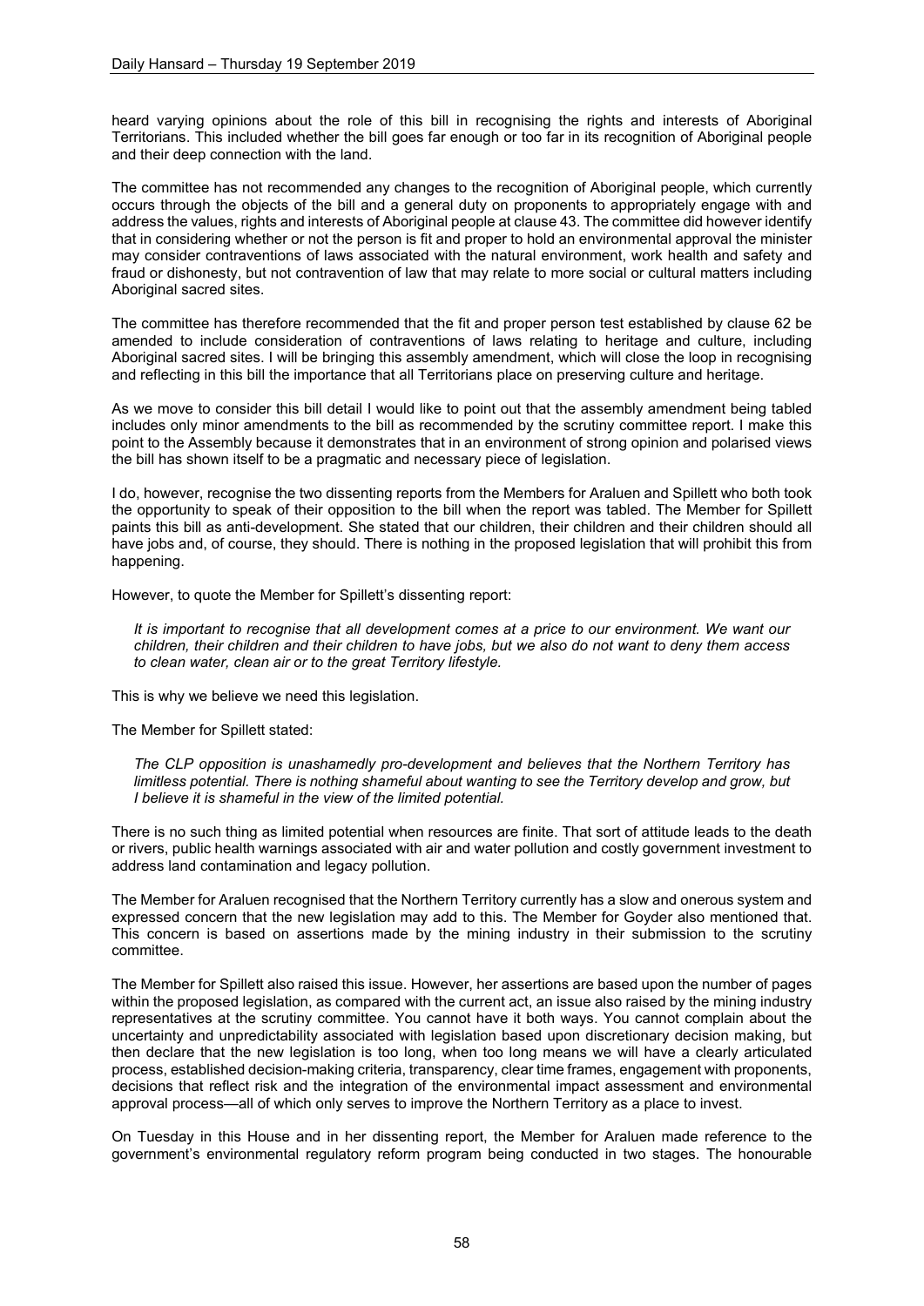heard varying opinions about the role of this bill in recognising the rights and interests of Aboriginal Territorians. This included whether the bill goes far enough or too far in its recognition of Aboriginal people and their deep connection with the land.

The committee has not recommended any changes to the recognition of Aboriginal people, which currently occurs through the objects of the bill and a general duty on proponents to appropriately engage with and address the values, rights and interests of Aboriginal people at clause 43. The committee did however identify that in considering whether or not the person is fit and proper to hold an environmental approval the minister may consider contraventions of laws associated with the natural environment, work health and safety and fraud or dishonesty, but not contravention of law that may relate to more social or cultural matters including Aboriginal sacred sites.

The committee has therefore recommended that the fit and proper person test established by clause 62 be amended to include consideration of contraventions of laws relating to heritage and culture, including Aboriginal sacred sites. I will be bringing this assembly amendment, which will close the loop in recognising and reflecting in this bill the importance that all Territorians place on preserving culture and heritage.

As we move to consider this bill detail I would like to point out that the assembly amendment being tabled includes only minor amendments to the bill as recommended by the scrutiny committee report. I make this point to the Assembly because it demonstrates that in an environment of strong opinion and polarised views the bill has shown itself to be a pragmatic and necessary piece of legislation.

I do, however, recognise the two dissenting reports from the Members for Araluen and Spillett who both took the opportunity to speak of their opposition to the bill when the report was tabled. The Member for Spillett paints this bill as anti-development. She stated that our children, their children and their children should all have jobs and, of course, they should. There is nothing in the proposed legislation that will prohibit this from happening.

However, to quote the Member for Spillett's dissenting report:

> *It is important to recognise that all development comes at a price to our environment. We want our children, their children and their children to have jobs, but we also do not want to deny them access to clean water, clean air or to the great Territory lifestyle.*

This is why we believe we need this legislation.

The Member for Spillett stated:

> *The CLP opposition is unashamedly pro-development and believes that the Northern Territory has limitless potential. There is nothing shameful about wanting to see the Territory develop and grow, but I believe it is shameful in the view of the limited potential.*

There is no such thing as limited potential when resources are finite. That sort of attitude leads to the death or rivers, public health warnings associated with air and water pollution and costly government investment to address land contamination and legacy pollution.

The Member for Araluen recognised that the Northern Territory currently has a slow and onerous system and expressed concern that the new legislation may add to this. The Member for Goyder also mentioned that. This concern is based on assertions made by the mining industry in their submission to the scrutiny committee.

The Member for Spillett also raised this issue. However, her assertions are based upon the number of pages within the proposed legislation, as compared with the current act, an issue also raised by the mining industry representatives at the scrutiny committee. You cannot have it both ways. You cannot complain about the uncertainty and unpredictability associated with legislation based upon discretionary decision making, but then declare that the new legislation is too long, when too long means we will have a clearly articulated process, established decision-making criteria, transparency, clear time frames, engagement with proponents, decisions that reflect risk and the integration of the environmental impact assessment and environmental approval process—all of which only serves to improve the Northern Territory as a place to invest.

On Tuesday in this House and in her dissenting report, the Member for Araluen made reference to the government's environmental regulatory reform program being conducted in two stages. The honourable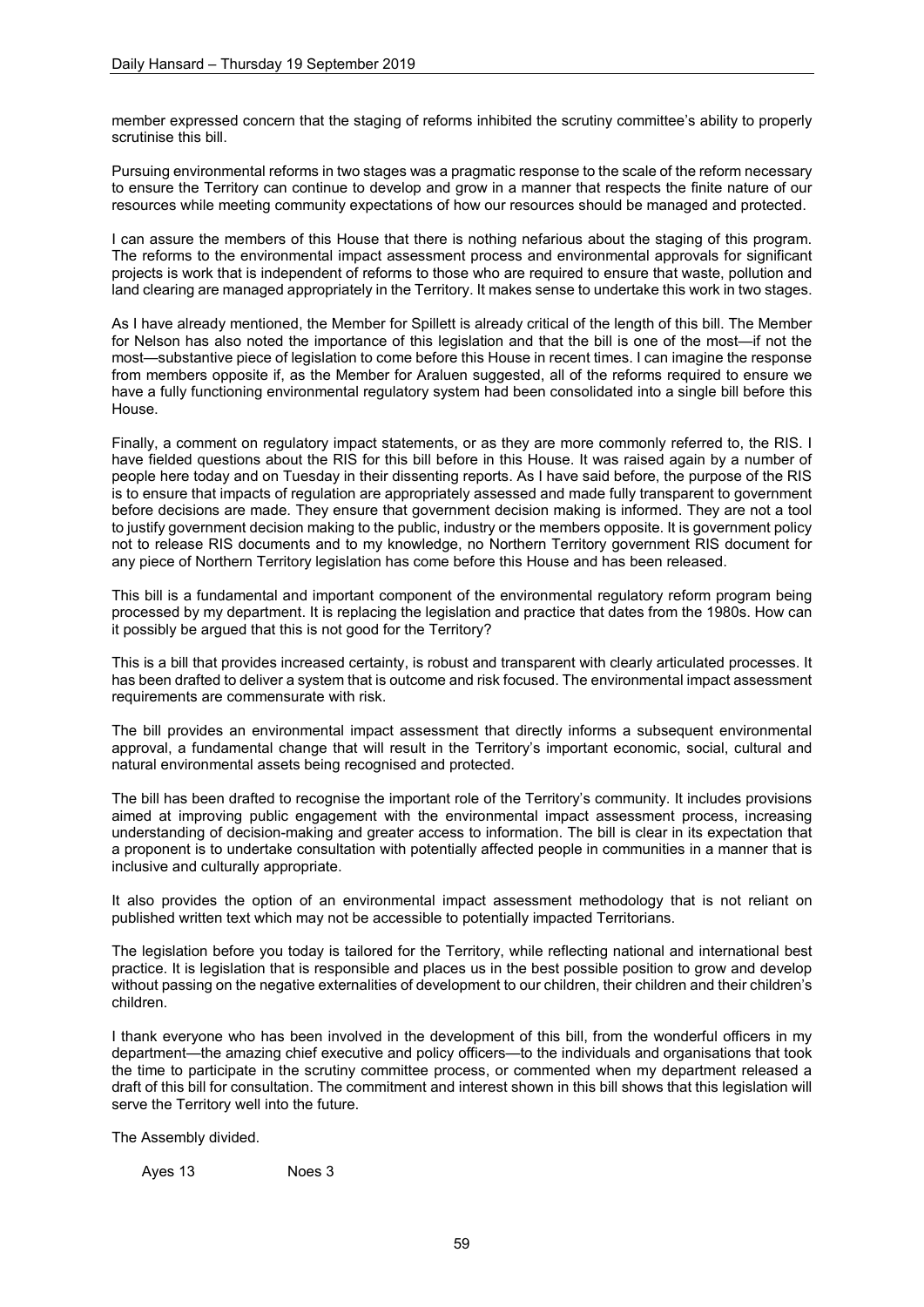member expressed concern that the staging of reforms inhibited the scrutiny committee's ability to properly scrutinise this bill.

Pursuing environmental reforms in two stages was a pragmatic response to the scale of the reform necessary to ensure the Territory can continue to develop and grow in a manner that respects the finite nature of our resources while meeting community expectations of how our resources should be managed and protected.

I can assure the members of this House that there is nothing nefarious about the staging of this program. The reforms to the environmental impact assessment process and environmental approvals for significant projects is work that is independent of reforms to those who are required to ensure that waste, pollution and land clearing are managed appropriately in the Territory. It makes sense to undertake this work in two stages.

As I have already mentioned, the Member for Spillett is already critical of the length of this bill. The Member for Nelson has also noted the importance of this legislation and that the bill is one of the most—if not the most—substantive piece of legislation to come before this House in recent times. I can imagine the response from members opposite if, as the Member for Araluen suggested, all of the reforms required to ensure we have a fully functioning environmental regulatory system had been consolidated into a single bill before this House.

Finally, a comment on regulatory impact statements, or as they are more commonly referred to, the RIS. I have fielded questions about the RIS for this bill before in this House. It was raised again by a number of people here today and on Tuesday in their dissenting reports. As I have said before, the purpose of the RIS is to ensure that impacts of regulation are appropriately assessed and made fully transparent to government before decisions are made. They ensure that government decision making is informed. They are not a tool to justify government decision making to the public, industry or the members opposite. It is government policy not to release RIS documents and to my knowledge, no Northern Territory government RIS document for any piece of Northern Territory legislation has come before this House and has been released.

This bill is a fundamental and important component of the environmental regulatory reform program being processed by my department. It is replacing the legislation and practice that dates from the 1980s. How can it possibly be argued that this is not good for the Territory?

This is a bill that provides increased certainty, is robust and transparent with clearly articulated processes. It has been drafted to deliver a system that is outcome and risk focused. The environmental impact assessment requirements are commensurate with risk.

The bill provides an environmental impact assessment that directly informs a subsequent environmental approval, a fundamental change that will result in the Territory's important economic, social, cultural and natural environmental assets being recognised and protected.

The bill has been drafted to recognise the important role of the Territory's community. It includes provisions aimed at improving public engagement with the environmental impact assessment process, increasing understanding of decision-making and greater access to information. The bill is clear in its expectation that a proponent is to undertake consultation with potentially affected people in communities in a manner that is inclusive and culturally appropriate.

It also provides the option of an environmental impact assessment methodology that is not reliant on published written text which may not be accessible to potentially impacted Territorians.

The legislation before you today is tailored for the Territory, while reflecting national and international best practice. It is legislation that is responsible and places us in the best possible position to grow and develop without passing on the negative externalities of development to our children, their children and their children's children.

I thank everyone who has been involved in the development of this bill, from the wonderful officers in my department—the amazing chief executive and policy officers—to the individuals and organisations that took the time to participate in the scrutiny committee process, or commented when my department released a draft of this bill for consultation. The commitment and interest shown in this bill shows that this legislation will serve the Territory well into the future.

The Assembly divided.

Ayes 13 Noes 3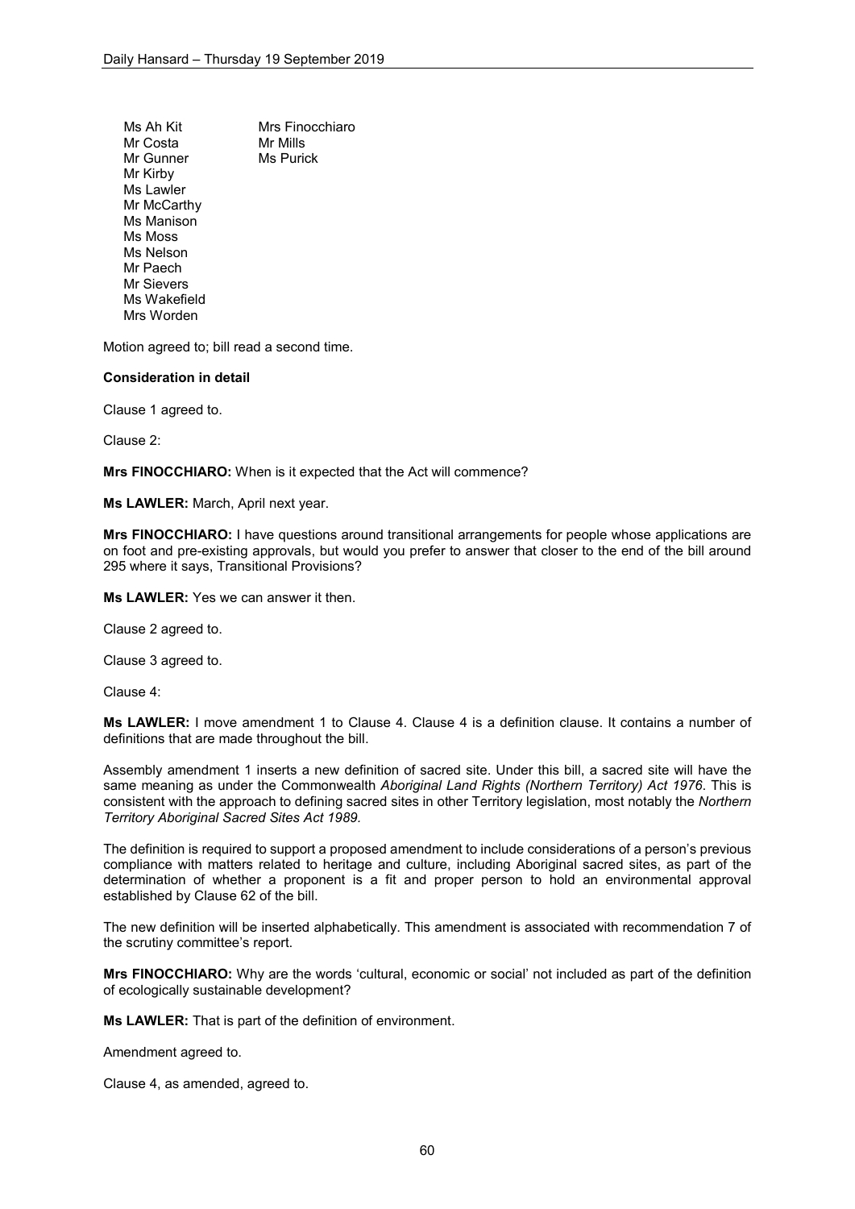| | |
|---|---|
| Ms Ah Kit | Mrs Finocchiaro |
| Mr Costa | Mr Mills |
| Mr Gunner | Ms Purick |
| Mr Kirby | |
| Ms Lawler | |
| Mr McCarthy | |
| Ms Manison | |
| Ms Moss | |
| Ms Nelson | |
| Mr Paech | |
| Mr Sievers | |
| Ms Wakefield | |
| Mrs Worden | |

Motion agreed to; bill read a second time.

**Consideration in detail**

Clause 1 agreed to.

Clause 2:

**Mrs FINOCCHIARO:** When is it expected that the Act will commence?

**Ms LAWLER:** March, April next year.

**Mrs FINOCCHIARO:** I have questions around transitional arrangements for people whose applications are on foot and pre-existing approvals, but would you prefer to answer that closer to the end of the bill around 295 where it says, Transitional Provisions?

**Ms LAWLER:** Yes we can answer it then.

Clause 2 agreed to.

Clause 3 agreed to.

Clause 4:

**Ms LAWLER:** I move amendment 1 to Clause 4. Clause 4 is a definition clause. It contains a number of definitions that are made throughout the bill.

Assembly amendment 1 inserts a new definition of sacred site. Under this bill, a sacred site will have the same meaning as under the Commonwealth *Aboriginal Land Rights (Northern Territory) Act 1976*. This is consistent with the approach to defining sacred sites in other Territory legislation, most notably the *Northern Territory Aboriginal Sacred Sites Act 1989.*

The definition is required to support a proposed amendment to include considerations of a person's previous compliance with matters related to heritage and culture, including Aboriginal sacred sites, as part of the determination of whether a proponent is a fit and proper person to hold an environmental approval established by Clause 62 of the bill.

The new definition will be inserted alphabetically. This amendment is associated with recommendation 7 of the scrutiny committee's report.

**Mrs FINOCCHIARO:** Why are the words 'cultural, economic or social' not included as part of the definition of ecologically sustainable development?

**Ms LAWLER:** That is part of the definition of environment.

Amendment agreed to.

Clause 4, as amended, agreed to.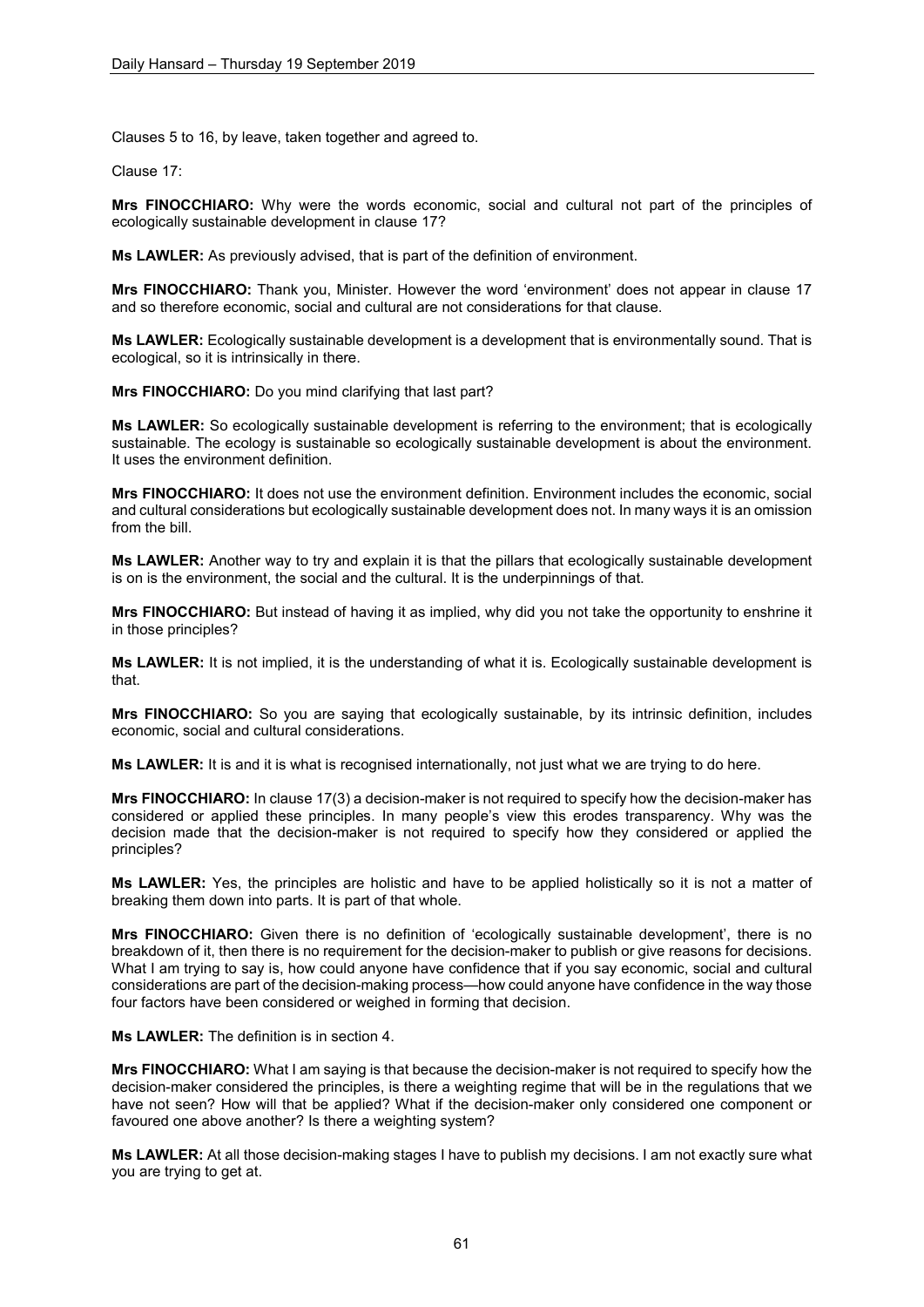Clauses 5 to 16, by leave, taken together and agreed to.

Clause 17:

**Mrs FINOCCHIARO:** Why were the words economic, social and cultural not part of the principles of ecologically sustainable development in clause 17?

**Ms LAWLER:** As previously advised, that is part of the definition of environment.

**Mrs FINOCCHIARO:** Thank you, Minister. However the word 'environment' does not appear in clause 17 and so therefore economic, social and cultural are not considerations for that clause.

**Ms LAWLER:** Ecologically sustainable development is a development that is environmentally sound. That is ecological, so it is intrinsically in there.

**Mrs FINOCCHIARO:** Do you mind clarifying that last part?

**Ms LAWLER:** So ecologically sustainable development is referring to the environment; that is ecologically sustainable. The ecology is sustainable so ecologically sustainable development is about the environment. It uses the environment definition.

**Mrs FINOCCHIARO:** It does not use the environment definition. Environment includes the economic, social and cultural considerations but ecologically sustainable development does not. In many ways it is an omission from the bill.

**Ms LAWLER:** Another way to try and explain it is that the pillars that ecologically sustainable development is on is the environment, the social and the cultural. It is the underpinnings of that.

**Mrs FINOCCHIARO:** But instead of having it as implied, why did you not take the opportunity to enshrine it in those principles?

**Ms LAWLER:** It is not implied, it is the understanding of what it is. Ecologically sustainable development is that.

**Mrs FINOCCHIARO:** So you are saying that ecologically sustainable, by its intrinsic definition, includes economic, social and cultural considerations.

**Ms LAWLER:** It is and it is what is recognised internationally, not just what we are trying to do here.

**Mrs FINOCCHIARO:** In clause 17(3) a decision-maker is not required to specify how the decision-maker has considered or applied these principles. In many people's view this erodes transparency. Why was the decision made that the decision-maker is not required to specify how they considered or applied the principles?

**Ms LAWLER:** Yes, the principles are holistic and have to be applied holistically so it is not a matter of breaking them down into parts. It is part of that whole.

**Mrs FINOCCHIARO:** Given there is no definition of 'ecologically sustainable development', there is no breakdown of it, then there is no requirement for the decision-maker to publish or give reasons for decisions. What I am trying to say is, how could anyone have confidence that if you say economic, social and cultural considerations are part of the decision-making process—how could anyone have confidence in the way those four factors have been considered or weighed in forming that decision.

**Ms LAWLER:** The definition is in section 4.

**Mrs FINOCCHIARO:** What I am saying is that because the decision-maker is not required to specify how the decision-maker considered the principles, is there a weighting regime that will be in the regulations that we have not seen? How will that be applied? What if the decision-maker only considered one component or favoured one above another? Is there a weighting system?

**Ms LAWLER:** At all those decision-making stages I have to publish my decisions. I am not exactly sure what you are trying to get at.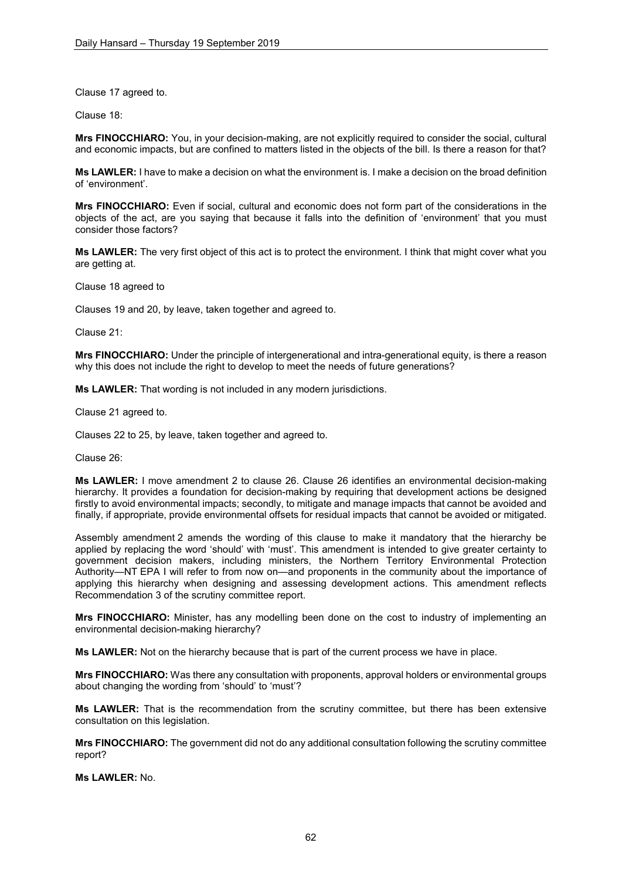Clause 17 agreed to.

Clause 18:

**Mrs FINOCCHIARO:** You, in your decision-making, are not explicitly required to consider the social, cultural and economic impacts, but are confined to matters listed in the objects of the bill. Is there a reason for that?

**Ms LAWLER:** I have to make a decision on what the environment is. I make a decision on the broad definition of 'environment'.

**Mrs FINOCCHIARO:** Even if social, cultural and economic does not form part of the considerations in the objects of the act, are you saying that because it falls into the definition of 'environment' that you must consider those factors?

**Ms LAWLER:** The very first object of this act is to protect the environment. I think that might cover what you are getting at.

Clause 18 agreed to

Clauses 19 and 20, by leave, taken together and agreed to.

Clause 21:

**Mrs FINOCCHIARO:** Under the principle of intergenerational and intra-generational equity, is there a reason why this does not include the right to develop to meet the needs of future generations?

**Ms LAWLER:** That wording is not included in any modern jurisdictions.

Clause 21 agreed to.

Clauses 22 to 25, by leave, taken together and agreed to.

Clause 26:

**Ms LAWLER:** I move amendment 2 to clause 26. Clause 26 identifies an environmental decision-making hierarchy. It provides a foundation for decision-making by requiring that development actions be designed firstly to avoid environmental impacts; secondly, to mitigate and manage impacts that cannot be avoided and finally, if appropriate, provide environmental offsets for residual impacts that cannot be avoided or mitigated.

Assembly amendment 2 amends the wording of this clause to make it mandatory that the hierarchy be applied by replacing the word 'should' with 'must'. This amendment is intended to give greater certainty to government decision makers, including ministers, the Northern Territory Environmental Protection Authority—NT EPA I will refer to from now on—and proponents in the community about the importance of applying this hierarchy when designing and assessing development actions. This amendment reflects Recommendation 3 of the scrutiny committee report.

**Mrs FINOCCHIARO:** Minister, has any modelling been done on the cost to industry of implementing an environmental decision-making hierarchy?

**Ms LAWLER:** Not on the hierarchy because that is part of the current process we have in place.

**Mrs FINOCCHIARO:** Was there any consultation with proponents, approval holders or environmental groups about changing the wording from 'should' to 'must'?

**Ms LAWLER:** That is the recommendation from the scrutiny committee, but there has been extensive consultation on this legislation.

**Mrs FINOCCHIARO:** The government did not do any additional consultation following the scrutiny committee report?

**Ms LAWLER:** No.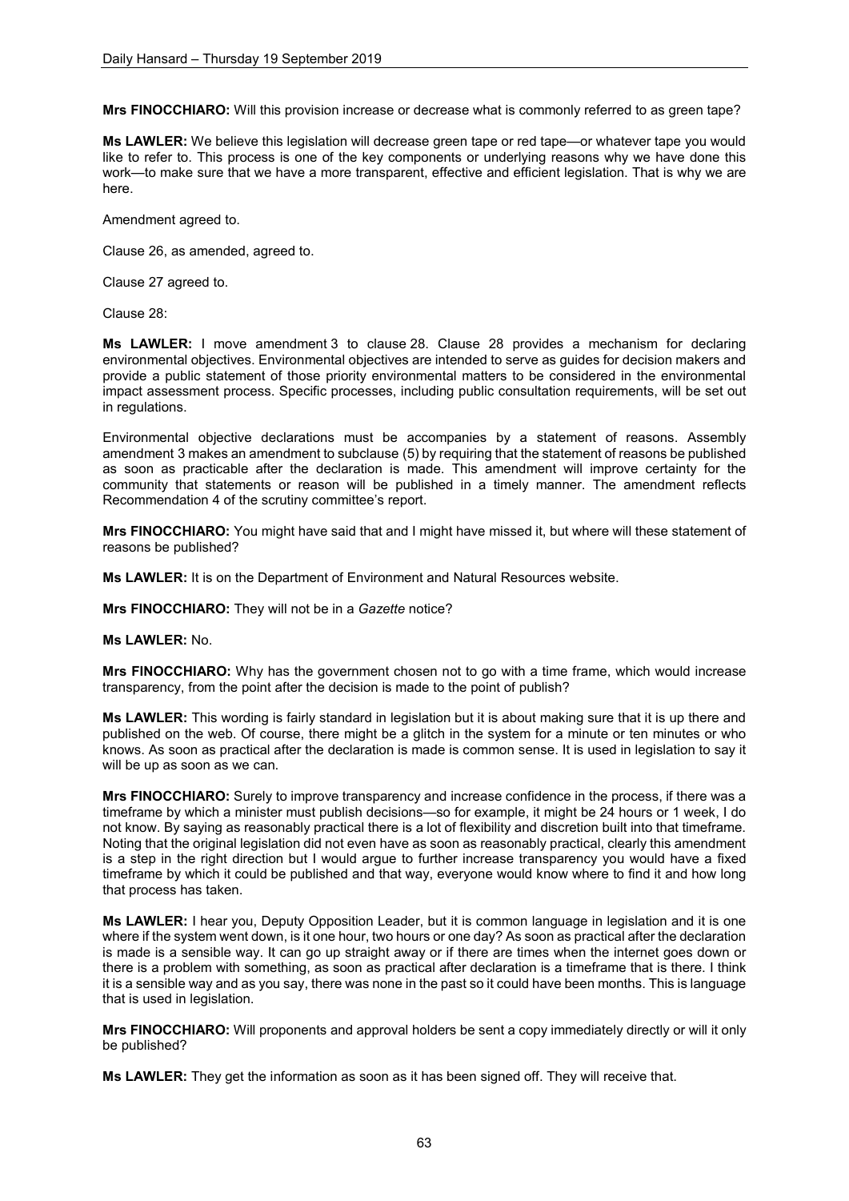**Mrs FINOCCHIARO:** Will this provision increase or decrease what is commonly referred to as green tape?

**Ms LAWLER:** We believe this legislation will decrease green tape or red tape—or whatever tape you would like to refer to. This process is one of the key components or underlying reasons why we have done this work—to make sure that we have a more transparent, effective and efficient legislation. That is why we are here.

Amendment agreed to.

Clause 26, as amended, agreed to.

Clause 27 agreed to.

Clause 28:

**Ms LAWLER:** I move amendment 3 to clause 28. Clause 28 provides a mechanism for declaring environmental objectives. Environmental objectives are intended to serve as guides for decision makers and provide a public statement of those priority environmental matters to be considered in the environmental impact assessment process. Specific processes, including public consultation requirements, will be set out in regulations.

Environmental objective declarations must be accompanies by a statement of reasons. Assembly amendment 3 makes an amendment to subclause (5) by requiring that the statement of reasons be published as soon as practicable after the declaration is made. This amendment will improve certainty for the community that statements or reason will be published in a timely manner. The amendment reflects Recommendation 4 of the scrutiny committee's report.

**Mrs FINOCCHIARO:** You might have said that and I might have missed it, but where will these statement of reasons be published?

**Ms LAWLER:** It is on the Department of Environment and Natural Resources website.

**Mrs FINOCCHIARO:** They will not be in a *Gazette* notice?

**Ms LAWLER:** No.

**Mrs FINOCCHIARO:** Why has the government chosen not to go with a time frame, which would increase transparency, from the point after the decision is made to the point of publish?

**Ms LAWLER:** This wording is fairly standard in legislation but it is about making sure that it is up there and published on the web. Of course, there might be a glitch in the system for a minute or ten minutes or who knows. As soon as practical after the declaration is made is common sense. It is used in legislation to say it will be up as soon as we can.

**Mrs FINOCCHIARO:** Surely to improve transparency and increase confidence in the process, if there was a timeframe by which a minister must publish decisions—so for example, it might be 24 hours or 1 week, I do not know. By saying as reasonably practical there is a lot of flexibility and discretion built into that timeframe. Noting that the original legislation did not even have as soon as reasonably practical, clearly this amendment is a step in the right direction but I would argue to further increase transparency you would have a fixed timeframe by which it could be published and that way, everyone would know where to find it and how long that process has taken.

**Ms LAWLER:** I hear you, Deputy Opposition Leader, but it is common language in legislation and it is one where if the system went down, is it one hour, two hours or one day? As soon as practical after the declaration is made is a sensible way. It can go up straight away or if there are times when the internet goes down or there is a problem with something, as soon as practical after declaration is a timeframe that is there. I think it is a sensible way and as you say, there was none in the past so it could have been months. This is language that is used in legislation.

**Mrs FINOCCHIARO:** Will proponents and approval holders be sent a copy immediately directly or will it only be published?

**Ms LAWLER:** They get the information as soon as it has been signed off. They will receive that.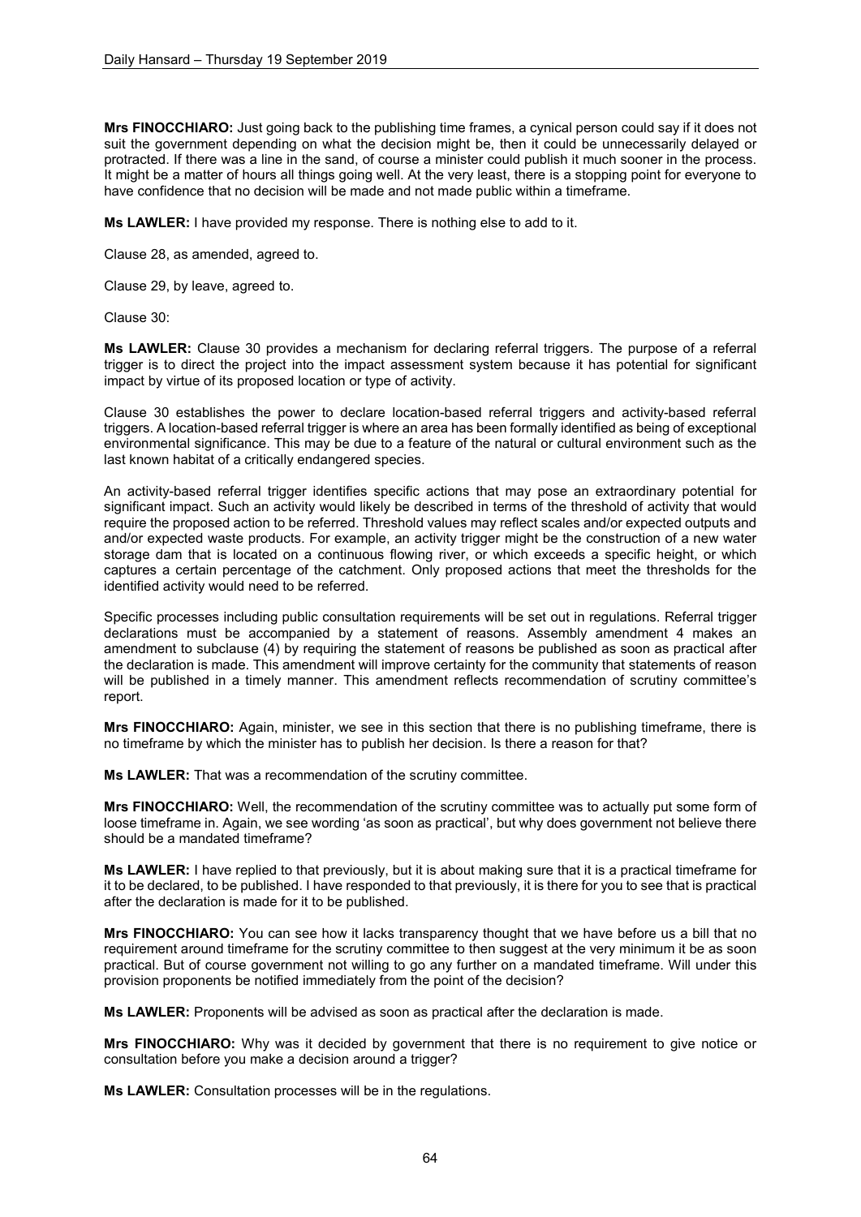**Mrs FINOCCHIARO:** Just going back to the publishing time frames, a cynical person could say if it does not suit the government depending on what the decision might be, then it could be unnecessarily delayed or protracted. If there was a line in the sand, of course a minister could publish it much sooner in the process. It might be a matter of hours all things going well. At the very least, there is a stopping point for everyone to have confidence that no decision will be made and not made public within a timeframe.

**Ms LAWLER:** I have provided my response. There is nothing else to add to it.

Clause 28, as amended, agreed to.

Clause 29, by leave, agreed to.

Clause 30:

**Ms LAWLER:** Clause 30 provides a mechanism for declaring referral triggers. The purpose of a referral trigger is to direct the project into the impact assessment system because it has potential for significant impact by virtue of its proposed location or type of activity.

Clause 30 establishes the power to declare location-based referral triggers and activity-based referral triggers. A location-based referral trigger is where an area has been formally identified as being of exceptional environmental significance. This may be due to a feature of the natural or cultural environment such as the last known habitat of a critically endangered species.

An activity-based referral trigger identifies specific actions that may pose an extraordinary potential for significant impact. Such an activity would likely be described in terms of the threshold of activity that would require the proposed action to be referred. Threshold values may reflect scales and/or expected outputs and and/or expected waste products. For example, an activity trigger might be the construction of a new water storage dam that is located on a continuous flowing river, or which exceeds a specific height, or which captures a certain percentage of the catchment. Only proposed actions that meet the thresholds for the identified activity would need to be referred.

Specific processes including public consultation requirements will be set out in regulations. Referral trigger declarations must be accompanied by a statement of reasons. Assembly amendment 4 makes an amendment to subclause (4) by requiring the statement of reasons be published as soon as practical after the declaration is made. This amendment will improve certainty for the community that statements of reason will be published in a timely manner. This amendment reflects recommendation of scrutiny committee's report.

**Mrs FINOCCHIARO:** Again, minister, we see in this section that there is no publishing timeframe, there is no timeframe by which the minister has to publish her decision. Is there a reason for that?

**Ms LAWLER:** That was a recommendation of the scrutiny committee.

**Mrs FINOCCHIARO:** Well, the recommendation of the scrutiny committee was to actually put some form of loose timeframe in. Again, we see wording 'as soon as practical', but why does government not believe there should be a mandated timeframe?

**Ms LAWLER:** I have replied to that previously, but it is about making sure that it is a practical timeframe for it to be declared, to be published. I have responded to that previously, it is there for you to see that is practical after the declaration is made for it to be published.

**Mrs FINOCCHIARO:** You can see how it lacks transparency thought that we have before us a bill that no requirement around timeframe for the scrutiny committee to then suggest at the very minimum it be as soon practical. But of course government not willing to go any further on a mandated timeframe. Will under this provision proponents be notified immediately from the point of the decision?

**Ms LAWLER:** Proponents will be advised as soon as practical after the declaration is made.

**Mrs FINOCCHIARO:** Why was it decided by government that there is no requirement to give notice or consultation before you make a decision around a trigger?

**Ms LAWLER:** Consultation processes will be in the regulations.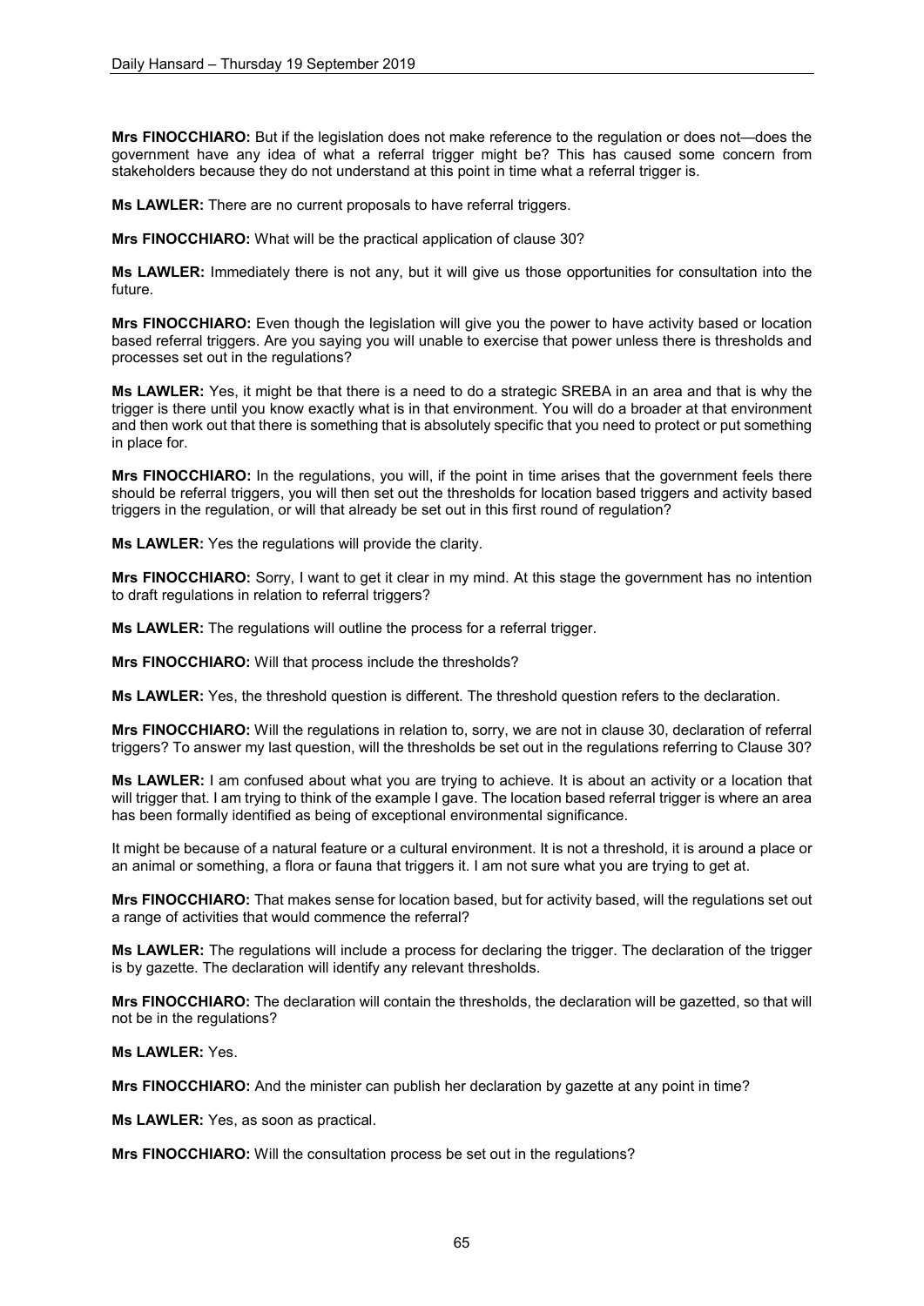**Mrs FINOCCHIARO:** But if the legislation does not make reference to the regulation or does not—does the government have any idea of what a referral trigger might be? This has caused some concern from stakeholders because they do not understand at this point in time what a referral trigger is.

**Ms LAWLER:** There are no current proposals to have referral triggers.

**Mrs FINOCCHIARO:** What will be the practical application of clause 30?

**Ms LAWLER:** Immediately there is not any, but it will give us those opportunities for consultation into the future.

**Mrs FINOCCHIARO:** Even though the legislation will give you the power to have activity based or location based referral triggers. Are you saying you will unable to exercise that power unless there is thresholds and processes set out in the regulations?

**Ms LAWLER:** Yes, it might be that there is a need to do a strategic SREBA in an area and that is why the trigger is there until you know exactly what is in that environment. You will do a broader at that environment and then work out that there is something that is absolutely specific that you need to protect or put something in place for.

**Mrs FINOCCHIARO:** In the regulations, you will, if the point in time arises that the government feels there should be referral triggers, you will then set out the thresholds for location based triggers and activity based triggers in the regulation, or will that already be set out in this first round of regulation?

**Ms LAWLER:** Yes the regulations will provide the clarity.

**Mrs FINOCCHIARO:** Sorry, I want to get it clear in my mind. At this stage the government has no intention to draft regulations in relation to referral triggers?

**Ms LAWLER:** The regulations will outline the process for a referral trigger.

**Mrs FINOCCHIARO:** Will that process include the thresholds?

**Ms LAWLER:** Yes, the threshold question is different. The threshold question refers to the declaration.

**Mrs FINOCCHIARO:** Will the regulations in relation to, sorry, we are not in clause 30, declaration of referral triggers? To answer my last question, will the thresholds be set out in the regulations referring to Clause 30?

**Ms LAWLER:** I am confused about what you are trying to achieve. It is about an activity or a location that will trigger that. I am trying to think of the example I gave. The location based referral trigger is where an area has been formally identified as being of exceptional environmental significance.

It might be because of a natural feature or a cultural environment. It is not a threshold, it is around a place or an animal or something, a flora or fauna that triggers it. I am not sure what you are trying to get at.

**Mrs FINOCCHIARO:** That makes sense for location based, but for activity based, will the regulations set out a range of activities that would commence the referral?

**Ms LAWLER:** The regulations will include a process for declaring the trigger. The declaration of the trigger is by gazette. The declaration will identify any relevant thresholds.

**Mrs FINOCCHIARO:** The declaration will contain the thresholds, the declaration will be gazetted, so that will not be in the regulations?

**Ms LAWLER:** Yes.

**Mrs FINOCCHIARO:** And the minister can publish her declaration by gazette at any point in time?

**Ms LAWLER:** Yes, as soon as practical.

**Mrs FINOCCHIARO:** Will the consultation process be set out in the regulations?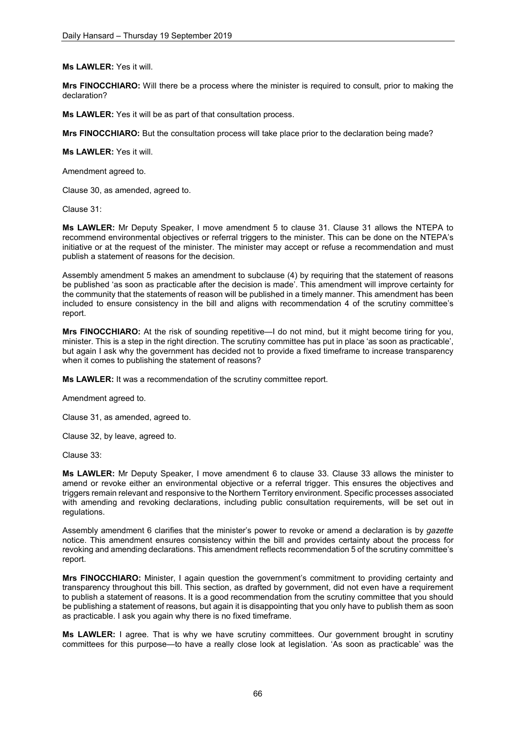**Ms LAWLER:** Yes it will.

**Mrs FINOCCHIARO:** Will there be a process where the minister is required to consult, prior to making the declaration?

**Ms LAWLER:** Yes it will be as part of that consultation process.

**Mrs FINOCCHIARO:** But the consultation process will take place prior to the declaration being made?

**Ms LAWLER:** Yes it will.

Amendment agreed to.

Clause 30, as amended, agreed to.

Clause 31:

**Ms LAWLER:** Mr Deputy Speaker, I move amendment 5 to clause 31. Clause 31 allows the NTEPA to recommend environmental objectives or referral triggers to the minister. This can be done on the NTEPA's initiative or at the request of the minister. The minister may accept or refuse a recommendation and must publish a statement of reasons for the decision.

Assembly amendment 5 makes an amendment to subclause (4) by requiring that the statement of reasons be published 'as soon as practicable after the decision is made'. This amendment will improve certainty for the community that the statements of reason will be published in a timely manner. This amendment has been included to ensure consistency in the bill and aligns with recommendation 4 of the scrutiny committee's report.

**Mrs FINOCCHIARO:** At the risk of sounding repetitive—I do not mind, but it might become tiring for you, minister. This is a step in the right direction. The scrutiny committee has put in place 'as soon as practicable', but again I ask why the government has decided not to provide a fixed timeframe to increase transparency when it comes to publishing the statement of reasons?

**Ms LAWLER:** It was a recommendation of the scrutiny committee report.

Amendment agreed to.

Clause 31, as amended, agreed to.

Clause 32, by leave, agreed to.

Clause 33:

**Ms LAWLER:** Mr Deputy Speaker, I move amendment 6 to clause 33. Clause 33 allows the minister to amend or revoke either an environmental objective or a referral trigger. This ensures the objectives and triggers remain relevant and responsive to the Northern Territory environment. Specific processes associated with amending and revoking declarations, including public consultation requirements, will be set out in regulations.

Assembly amendment 6 clarifies that the minister's power to revoke or amend a declaration is by *gazette* notice. This amendment ensures consistency within the bill and provides certainty about the process for revoking and amending declarations. This amendment reflects recommendation 5 of the scrutiny committee's report.

**Mrs FINOCCHIARO:** Minister, I again question the government's commitment to providing certainty and transparency throughout this bill. This section, as drafted by government, did not even have a requirement to publish a statement of reasons. It is a good recommendation from the scrutiny committee that you should be publishing a statement of reasons, but again it is disappointing that you only have to publish them as soon as practicable. I ask you again why there is no fixed timeframe.

**Ms LAWLER:** I agree. That is why we have scrutiny committees. Our government brought in scrutiny committees for this purpose—to have a really close look at legislation. 'As soon as practicable' was the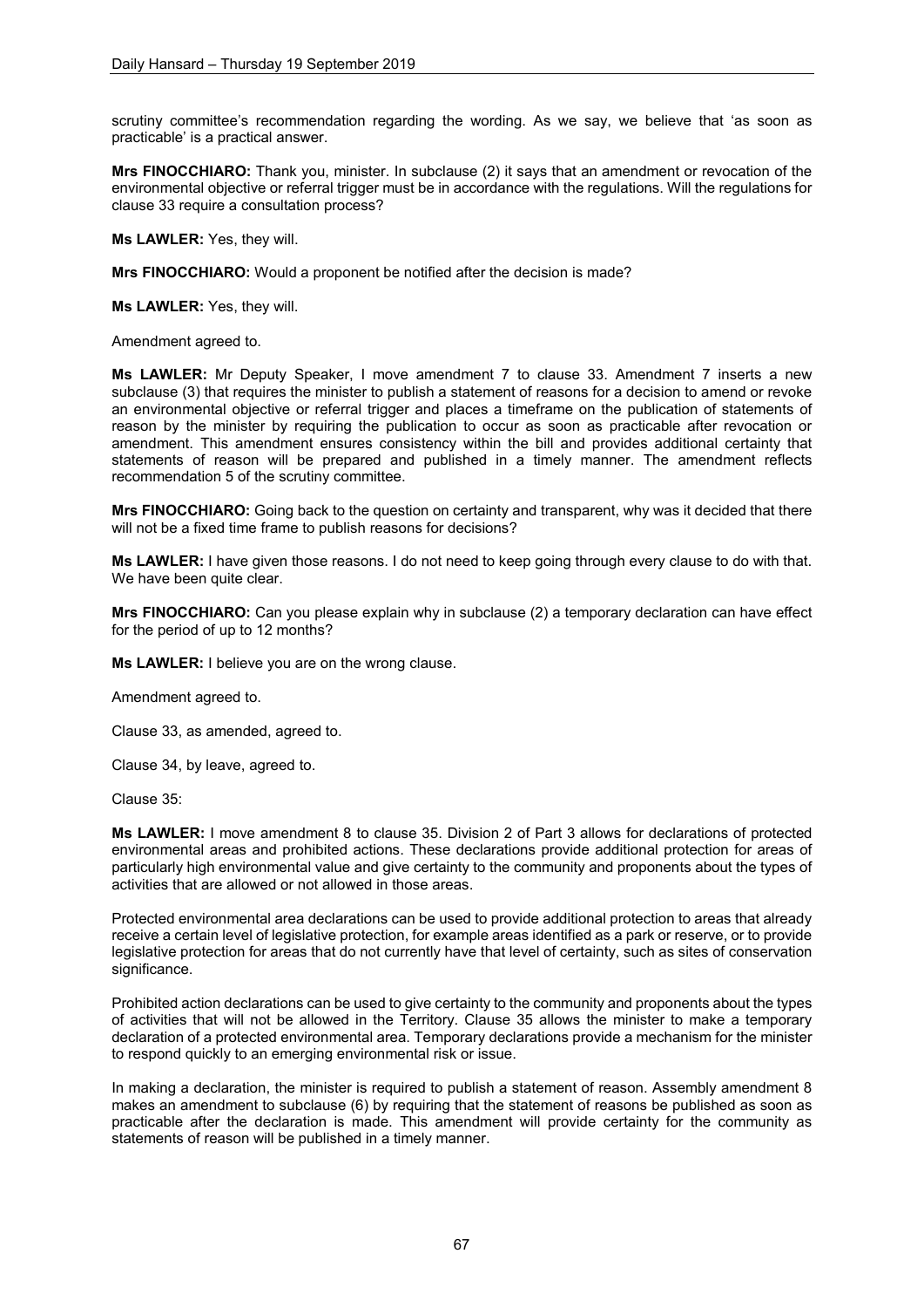scrutiny committee's recommendation regarding the wording. As we say, we believe that 'as soon as practicable' is a practical answer.

**Mrs FINOCCHIARO:** Thank you, minister. In subclause (2) it says that an amendment or revocation of the environmental objective or referral trigger must be in accordance with the regulations. Will the regulations for clause 33 require a consultation process?

**Ms LAWLER:** Yes, they will.

**Mrs FINOCCHIARO:** Would a proponent be notified after the decision is made?

**Ms LAWLER:** Yes, they will.

Amendment agreed to.

**Ms LAWLER:** Mr Deputy Speaker, I move amendment 7 to clause 33. Amendment 7 inserts a new subclause (3) that requires the minister to publish a statement of reasons for a decision to amend or revoke an environmental objective or referral trigger and places a timeframe on the publication of statements of reason by the minister by requiring the publication to occur as soon as practicable after revocation or amendment. This amendment ensures consistency within the bill and provides additional certainty that statements of reason will be prepared and published in a timely manner. The amendment reflects recommendation 5 of the scrutiny committee.

**Mrs FINOCCHIARO:** Going back to the question on certainty and transparent, why was it decided that there will not be a fixed time frame to publish reasons for decisions?

**Ms LAWLER:** I have given those reasons. I do not need to keep going through every clause to do with that. We have been quite clear.

**Mrs FINOCCHIARO:** Can you please explain why in subclause (2) a temporary declaration can have effect for the period of up to 12 months?

**Ms LAWLER:** I believe you are on the wrong clause.

Amendment agreed to.

Clause 33, as amended, agreed to.

Clause 34, by leave, agreed to.

Clause 35:

**Ms LAWLER:** I move amendment 8 to clause 35. Division 2 of Part 3 allows for declarations of protected environmental areas and prohibited actions. These declarations provide additional protection for areas of particularly high environmental value and give certainty to the community and proponents about the types of activities that are allowed or not allowed in those areas.

Protected environmental area declarations can be used to provide additional protection to areas that already receive a certain level of legislative protection, for example areas identified as a park or reserve, or to provide legislative protection for areas that do not currently have that level of certainty, such as sites of conservation significance.

Prohibited action declarations can be used to give certainty to the community and proponents about the types of activities that will not be allowed in the Territory. Clause 35 allows the minister to make a temporary declaration of a protected environmental area. Temporary declarations provide a mechanism for the minister to respond quickly to an emerging environmental risk or issue.

In making a declaration, the minister is required to publish a statement of reason. Assembly amendment 8 makes an amendment to subclause (6) by requiring that the statement of reasons be published as soon as practicable after the declaration is made. This amendment will provide certainty for the community as statements of reason will be published in a timely manner.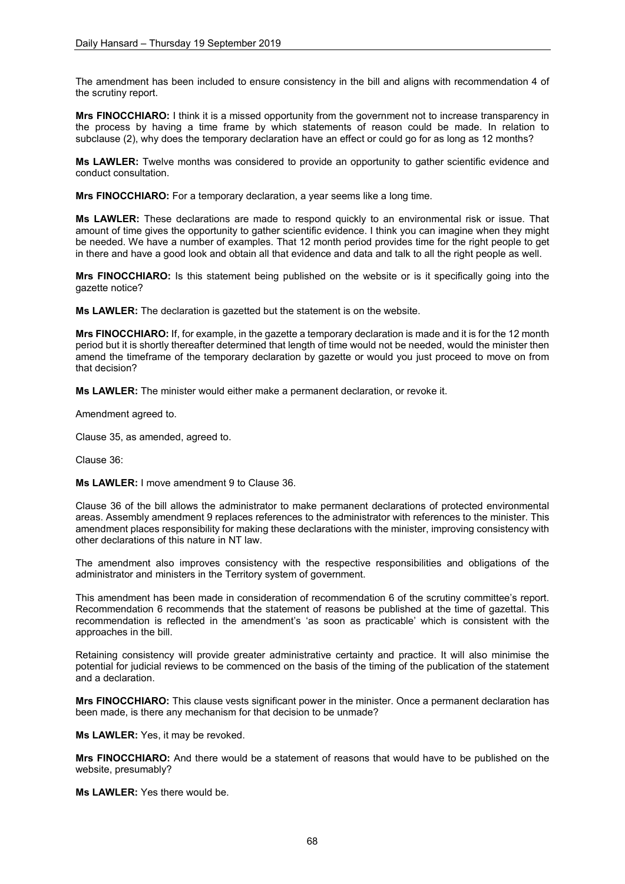The amendment has been included to ensure consistency in the bill and aligns with recommendation 4 of the scrutiny report.

**Mrs FINOCCHIARO:** I think it is a missed opportunity from the government not to increase transparency in the process by having a time frame by which statements of reason could be made. In relation to subclause (2), why does the temporary declaration have an effect or could go for as long as 12 months?

**Ms LAWLER:** Twelve months was considered to provide an opportunity to gather scientific evidence and conduct consultation.

**Mrs FINOCCHIARO:** For a temporary declaration, a year seems like a long time.

**Ms LAWLER:** These declarations are made to respond quickly to an environmental risk or issue. That amount of time gives the opportunity to gather scientific evidence. I think you can imagine when they might be needed. We have a number of examples. That 12 month period provides time for the right people to get in there and have a good look and obtain all that evidence and data and talk to all the right people as well.

**Mrs FINOCCHIARO:** Is this statement being published on the website or is it specifically going into the gazette notice?

**Ms LAWLER:** The declaration is gazetted but the statement is on the website.

**Mrs FINOCCHIARO:** If, for example, in the gazette a temporary declaration is made and it is for the 12 month period but it is shortly thereafter determined that length of time would not be needed, would the minister then amend the timeframe of the temporary declaration by gazette or would you just proceed to move on from that decision?

**Ms LAWLER:** The minister would either make a permanent declaration, or revoke it.

Amendment agreed to.

Clause 35, as amended, agreed to.

Clause 36:

**Ms LAWLER:** I move amendment 9 to Clause 36.

Clause 36 of the bill allows the administrator to make permanent declarations of protected environmental areas. Assembly amendment 9 replaces references to the administrator with references to the minister. This amendment places responsibility for making these declarations with the minister, improving consistency with other declarations of this nature in NT law.

The amendment also improves consistency with the respective responsibilities and obligations of the administrator and ministers in the Territory system of government.

This amendment has been made in consideration of recommendation 6 of the scrutiny committee's report. Recommendation 6 recommends that the statement of reasons be published at the time of gazettal. This recommendation is reflected in the amendment's 'as soon as practicable' which is consistent with the approaches in the bill.

Retaining consistency will provide greater administrative certainty and practice. It will also minimise the potential for judicial reviews to be commenced on the basis of the timing of the publication of the statement and a declaration.

**Mrs FINOCCHIARO:** This clause vests significant power in the minister. Once a permanent declaration has been made, is there any mechanism for that decision to be unmade?

**Ms LAWLER:** Yes, it may be revoked.

**Mrs FINOCCHIARO:** And there would be a statement of reasons that would have to be published on the website, presumably?

**Ms LAWLER:** Yes there would be.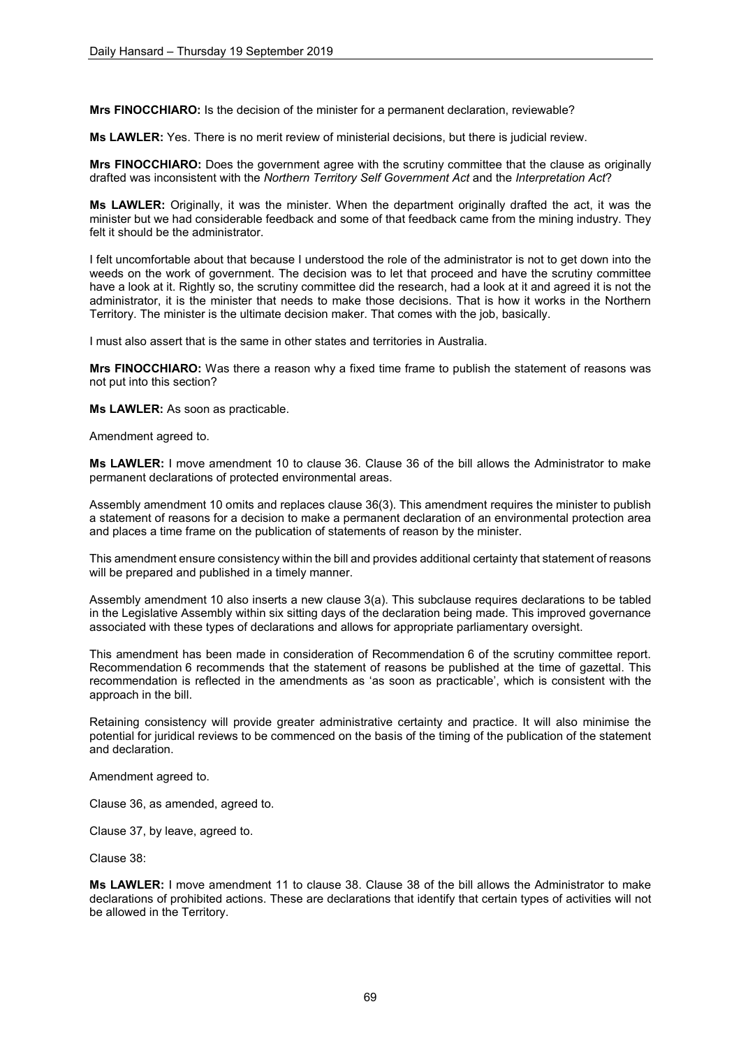**Mrs FINOCCHIARO:** Is the decision of the minister for a permanent declaration, reviewable?

**Ms LAWLER:** Yes. There is no merit review of ministerial decisions, but there is judicial review.

**Mrs FINOCCHIARO:** Does the government agree with the scrutiny committee that the clause as originally drafted was inconsistent with the *Northern Territory Self Government Act* and the *Interpretation Act*?

**Ms LAWLER:** Originally, it was the minister. When the department originally drafted the act, it was the minister but we had considerable feedback and some of that feedback came from the mining industry. They felt it should be the administrator.

I felt uncomfortable about that because I understood the role of the administrator is not to get down into the weeds on the work of government. The decision was to let that proceed and have the scrutiny committee have a look at it. Rightly so, the scrutiny committee did the research, had a look at it and agreed it is not the administrator, it is the minister that needs to make those decisions. That is how it works in the Northern Territory. The minister is the ultimate decision maker. That comes with the job, basically.

I must also assert that is the same in other states and territories in Australia.

**Mrs FINOCCHIARO:** Was there a reason why a fixed time frame to publish the statement of reasons was not put into this section?

**Ms LAWLER:** As soon as practicable.

Amendment agreed to.

**Ms LAWLER:** I move amendment 10 to clause 36. Clause 36 of the bill allows the Administrator to make permanent declarations of protected environmental areas.

Assembly amendment 10 omits and replaces clause 36(3). This amendment requires the minister to publish a statement of reasons for a decision to make a permanent declaration of an environmental protection area and places a time frame on the publication of statements of reason by the minister.

This amendment ensure consistency within the bill and provides additional certainty that statement of reasons will be prepared and published in a timely manner.

Assembly amendment 10 also inserts a new clause 3(a). This subclause requires declarations to be tabled in the Legislative Assembly within six sitting days of the declaration being made. This improved governance associated with these types of declarations and allows for appropriate parliamentary oversight.

This amendment has been made in consideration of Recommendation 6 of the scrutiny committee report. Recommendation 6 recommends that the statement of reasons be published at the time of gazettal. This recommendation is reflected in the amendments as 'as soon as practicable', which is consistent with the approach in the bill.

Retaining consistency will provide greater administrative certainty and practice. It will also minimise the potential for juridical reviews to be commenced on the basis of the timing of the publication of the statement and declaration.

Amendment agreed to.

Clause 36, as amended, agreed to.

Clause 37, by leave, agreed to.

Clause 38:

**Ms LAWLER:** I move amendment 11 to clause 38. Clause 38 of the bill allows the Administrator to make declarations of prohibited actions. These are declarations that identify that certain types of activities will not be allowed in the Territory.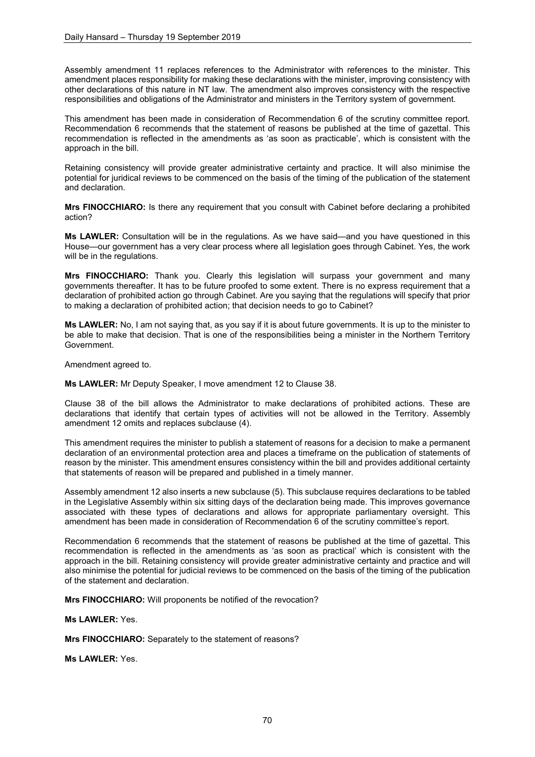Assembly amendment 11 replaces references to the Administrator with references to the minister. This amendment places responsibility for making these declarations with the minister, improving consistency with other declarations of this nature in NT law. The amendment also improves consistency with the respective responsibilities and obligations of the Administrator and ministers in the Territory system of government.

This amendment has been made in consideration of Recommendation 6 of the scrutiny committee report. Recommendation 6 recommends that the statement of reasons be published at the time of gazettal. This recommendation is reflected in the amendments as 'as soon as practicable', which is consistent with the approach in the bill.

Retaining consistency will provide greater administrative certainty and practice. It will also minimise the potential for juridical reviews to be commenced on the basis of the timing of the publication of the statement and declaration.

**Mrs FINOCCHIARO:** Is there any requirement that you consult with Cabinet before declaring a prohibited action?

**Ms LAWLER:** Consultation will be in the regulations. As we have said—and you have questioned in this House—our government has a very clear process where all legislation goes through Cabinet. Yes, the work will be in the regulations.

**Mrs FINOCCHIARO:** Thank you. Clearly this legislation will surpass your government and many governments thereafter. It has to be future proofed to some extent. There is no express requirement that a declaration of prohibited action go through Cabinet. Are you saying that the regulations will specify that prior to making a declaration of prohibited action; that decision needs to go to Cabinet?

**Ms LAWLER:** No, I am not saying that, as you say if it is about future governments. It is up to the minister to be able to make that decision. That is one of the responsibilities being a minister in the Northern Territory Government.

Amendment agreed to.

**Ms LAWLER:** Mr Deputy Speaker, I move amendment 12 to Clause 38.

Clause 38 of the bill allows the Administrator to make declarations of prohibited actions. These are declarations that identify that certain types of activities will not be allowed in the Territory. Assembly amendment 12 omits and replaces subclause (4).

This amendment requires the minister to publish a statement of reasons for a decision to make a permanent declaration of an environmental protection area and places a timeframe on the publication of statements of reason by the minister. This amendment ensures consistency within the bill and provides additional certainty that statements of reason will be prepared and published in a timely manner.

Assembly amendment 12 also inserts a new subclause (5). This subclause requires declarations to be tabled in the Legislative Assembly within six sitting days of the declaration being made. This improves governance associated with these types of declarations and allows for appropriate parliamentary oversight. This amendment has been made in consideration of Recommendation 6 of the scrutiny committee's report.

Recommendation 6 recommends that the statement of reasons be published at the time of gazettal. This recommendation is reflected in the amendments as 'as soon as practical' which is consistent with the approach in the bill. Retaining consistency will provide greater administrative certainty and practice and will also minimise the potential for judicial reviews to be commenced on the basis of the timing of the publication of the statement and declaration.

**Mrs FINOCCHIARO:** Will proponents be notified of the revocation?

**Ms LAWLER:** Yes.

**Mrs FINOCCHIARO:** Separately to the statement of reasons?

**Ms LAWLER:** Yes.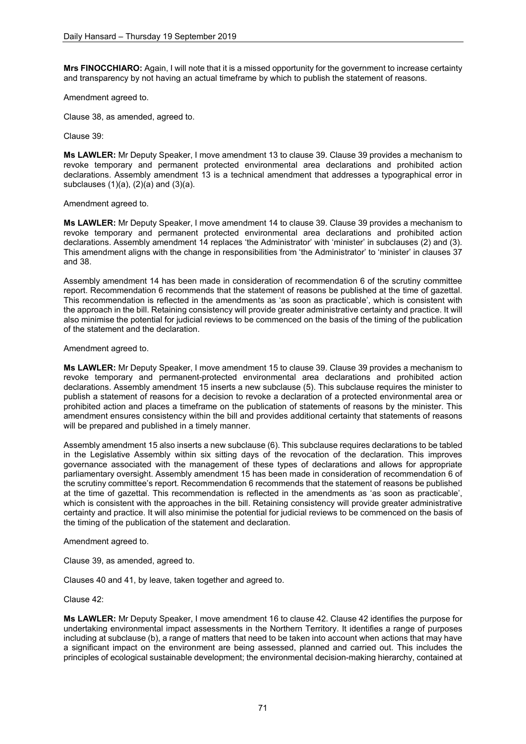**Mrs FINOCCHIARO:** Again, I will note that it is a missed opportunity for the government to increase certainty and transparency by not having an actual timeframe by which to publish the statement of reasons.

Amendment agreed to.

Clause 38, as amended, agreed to.

Clause 39:

**Ms LAWLER:** Mr Deputy Speaker, I move amendment 13 to clause 39. Clause 39 provides a mechanism to revoke temporary and permanent protected environmental area declarations and prohibited action declarations. Assembly amendment 13 is a technical amendment that addresses a typographical error in subclauses (1)(a), (2)(a) and (3)(a).

Amendment agreed to.

**Ms LAWLER:** Mr Deputy Speaker, I move amendment 14 to clause 39. Clause 39 provides a mechanism to revoke temporary and permanent protected environmental area declarations and prohibited action declarations. Assembly amendment 14 replaces 'the Administrator' with 'minister' in subclauses (2) and (3). This amendment aligns with the change in responsibilities from 'the Administrator' to 'minister' in clauses 37 and 38.

Assembly amendment 14 has been made in consideration of recommendation 6 of the scrutiny committee report. Recommendation 6 recommends that the statement of reasons be published at the time of gazettal. This recommendation is reflected in the amendments as 'as soon as practicable', which is consistent with the approach in the bill. Retaining consistency will provide greater administrative certainty and practice. It will also minimise the potential for judicial reviews to be commenced on the basis of the timing of the publication of the statement and the declaration.

Amendment agreed to.

**Ms LAWLER:** Mr Deputy Speaker, I move amendment 15 to clause 39. Clause 39 provides a mechanism to revoke temporary and permanent-protected environmental area declarations and prohibited action declarations. Assembly amendment 15 inserts a new subclause (5). This subclause requires the minister to publish a statement of reasons for a decision to revoke a declaration of a protected environmental area or prohibited action and places a timeframe on the publication of statements of reasons by the minister. This amendment ensures consistency within the bill and provides additional certainty that statements of reasons will be prepared and published in a timely manner.

Assembly amendment 15 also inserts a new subclause (6). This subclause requires declarations to be tabled in the Legislative Assembly within six sitting days of the revocation of the declaration. This improves governance associated with the management of these types of declarations and allows for appropriate parliamentary oversight. Assembly amendment 15 has been made in consideration of recommendation 6 of the scrutiny committee's report. Recommendation 6 recommends that the statement of reasons be published at the time of gazettal. This recommendation is reflected in the amendments as 'as soon as practicable', which is consistent with the approaches in the bill. Retaining consistency will provide greater administrative certainty and practice. It will also minimise the potential for judicial reviews to be commenced on the basis of the timing of the publication of the statement and declaration.

Amendment agreed to.

Clause 39, as amended, agreed to.

Clauses 40 and 41, by leave, taken together and agreed to.

Clause 42:

**Ms LAWLER:** Mr Deputy Speaker, I move amendment 16 to clause 42. Clause 42 identifies the purpose for undertaking environmental impact assessments in the Northern Territory. It identifies a range of purposes including at subclause (b), a range of matters that need to be taken into account when actions that may have a significant impact on the environment are being assessed, planned and carried out. This includes the principles of ecological sustainable development; the environmental decision-making hierarchy, contained at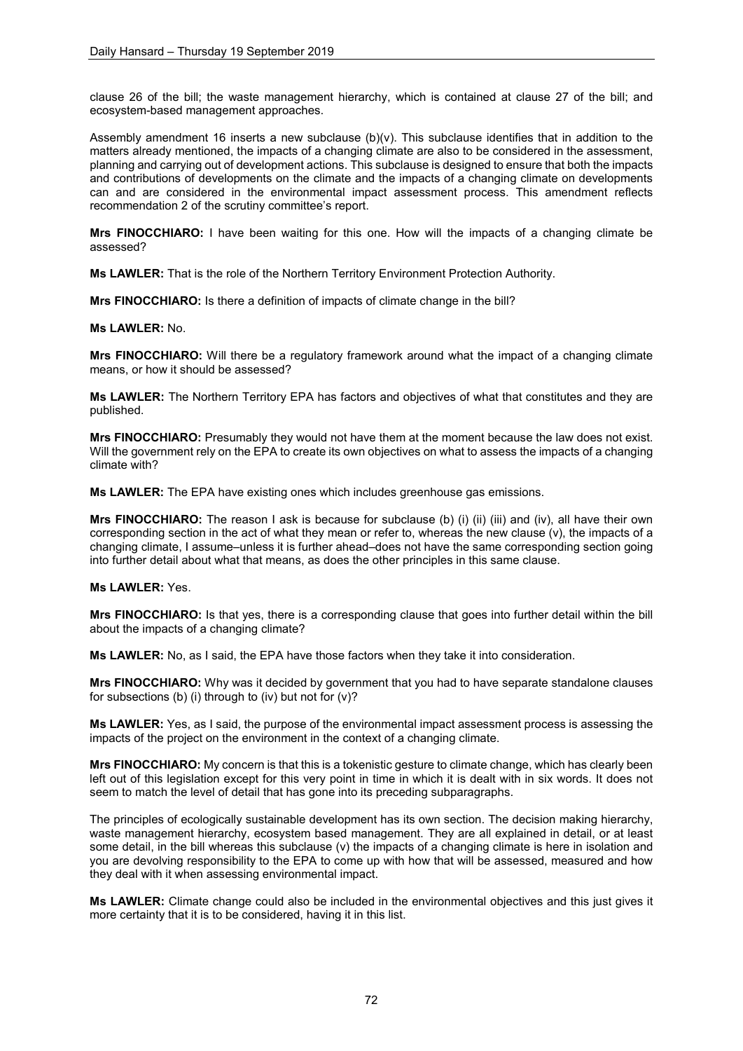clause 26 of the bill; the waste management hierarchy, which is contained at clause 27 of the bill; and ecosystem-based management approaches.

Assembly amendment 16 inserts a new subclause (b)(v). This subclause identifies that in addition to the matters already mentioned, the impacts of a changing climate are also to be considered in the assessment, planning and carrying out of development actions. This subclause is designed to ensure that both the impacts and contributions of developments on the climate and the impacts of a changing climate on developments can and are considered in the environmental impact assessment process. This amendment reflects recommendation 2 of the scrutiny committee's report.

**Mrs FINOCCHIARO:** I have been waiting for this one. How will the impacts of a changing climate be assessed?

**Ms LAWLER:** That is the role of the Northern Territory Environment Protection Authority.

**Mrs FINOCCHIARO:** Is there a definition of impacts of climate change in the bill?

**Ms LAWLER:** No.

**Mrs FINOCCHIARO:** Will there be a regulatory framework around what the impact of a changing climate means, or how it should be assessed?

**Ms LAWLER:** The Northern Territory EPA has factors and objectives of what that constitutes and they are published.

**Mrs FINOCCHIARO:** Presumably they would not have them at the moment because the law does not exist. Will the government rely on the EPA to create its own objectives on what to assess the impacts of a changing climate with?

**Ms LAWLER:** The EPA have existing ones which includes greenhouse gas emissions.

**Mrs FINOCCHIARO:** The reason I ask is because for subclause (b) (i) (ii) (iii) and (iv), all have their own corresponding section in the act of what they mean or refer to, whereas the new clause (v), the impacts of a changing climate, I assume–unless it is further ahead–does not have the same corresponding section going into further detail about what that means, as does the other principles in this same clause.

**Ms LAWLER:** Yes.

**Mrs FINOCCHIARO:** Is that yes, there is a corresponding clause that goes into further detail within the bill about the impacts of a changing climate?

**Ms LAWLER:** No, as I said, the EPA have those factors when they take it into consideration.

**Mrs FINOCCHIARO:** Why was it decided by government that you had to have separate standalone clauses for subsections (b) (i) through to (iv) but not for (v)?

**Ms LAWLER:** Yes, as I said, the purpose of the environmental impact assessment process is assessing the impacts of the project on the environment in the context of a changing climate.

**Mrs FINOCCHIARO:** My concern is that this is a tokenistic gesture to climate change, which has clearly been left out of this legislation except for this very point in time in which it is dealt with in six words. It does not seem to match the level of detail that has gone into its preceding subparagraphs.

The principles of ecologically sustainable development has its own section. The decision making hierarchy, waste management hierarchy, ecosystem based management. They are all explained in detail, or at least some detail, in the bill whereas this subclause (v) the impacts of a changing climate is here in isolation and you are devolving responsibility to the EPA to come up with how that will be assessed, measured and how they deal with it when assessing environmental impact.

**Ms LAWLER:** Climate change could also be included in the environmental objectives and this just gives it more certainty that it is to be considered, having it in this list.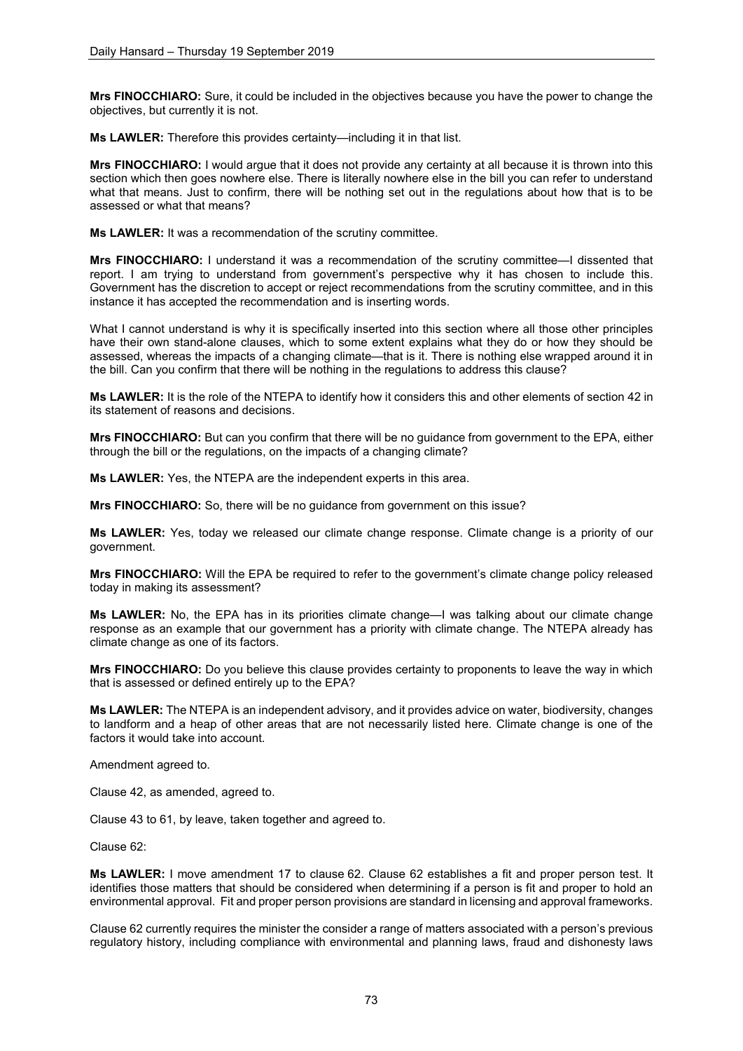**Mrs FINOCCHIARO:** Sure, it could be included in the objectives because you have the power to change the objectives, but currently it is not.

**Ms LAWLER:** Therefore this provides certainty—including it in that list.

**Mrs FINOCCHIARO:** I would argue that it does not provide any certainty at all because it is thrown into this section which then goes nowhere else. There is literally nowhere else in the bill you can refer to understand what that means. Just to confirm, there will be nothing set out in the regulations about how that is to be assessed or what that means?

**Ms LAWLER:** It was a recommendation of the scrutiny committee.

**Mrs FINOCCHIARO:** I understand it was a recommendation of the scrutiny committee—I dissented that report. I am trying to understand from government's perspective why it has chosen to include this. Government has the discretion to accept or reject recommendations from the scrutiny committee, and in this instance it has accepted the recommendation and is inserting words.

What I cannot understand is why it is specifically inserted into this section where all those other principles have their own stand-alone clauses, which to some extent explains what they do or how they should be assessed, whereas the impacts of a changing climate—that is it. There is nothing else wrapped around it in the bill. Can you confirm that there will be nothing in the regulations to address this clause?

**Ms LAWLER:** It is the role of the NTEPA to identify how it considers this and other elements of section 42 in its statement of reasons and decisions.

**Mrs FINOCCHIARO:** But can you confirm that there will be no guidance from government to the EPA, either through the bill or the regulations, on the impacts of a changing climate?

**Ms LAWLER:** Yes, the NTEPA are the independent experts in this area.

**Mrs FINOCCHIARO:** So, there will be no guidance from government on this issue?

**Ms LAWLER:** Yes, today we released our climate change response. Climate change is a priority of our government.

**Mrs FINOCCHIARO:** Will the EPA be required to refer to the government's climate change policy released today in making its assessment?

**Ms LAWLER:** No, the EPA has in its priorities climate change—I was talking about our climate change response as an example that our government has a priority with climate change. The NTEPA already has climate change as one of its factors.

**Mrs FINOCCHIARO:** Do you believe this clause provides certainty to proponents to leave the way in which that is assessed or defined entirely up to the EPA?

**Ms LAWLER:** The NTEPA is an independent advisory, and it provides advice on water, biodiversity, changes to landform and a heap of other areas that are not necessarily listed here. Climate change is one of the factors it would take into account.

Amendment agreed to.

Clause 42, as amended, agreed to.

Clause 43 to 61, by leave, taken together and agreed to.

Clause 62:

**Ms LAWLER:** I move amendment 17 to clause 62. Clause 62 establishes a fit and proper person test. It identifies those matters that should be considered when determining if a person is fit and proper to hold an environmental approval. Fit and proper person provisions are standard in licensing and approval frameworks.

Clause 62 currently requires the minister the consider a range of matters associated with a person's previous regulatory history, including compliance with environmental and planning laws, fraud and dishonesty laws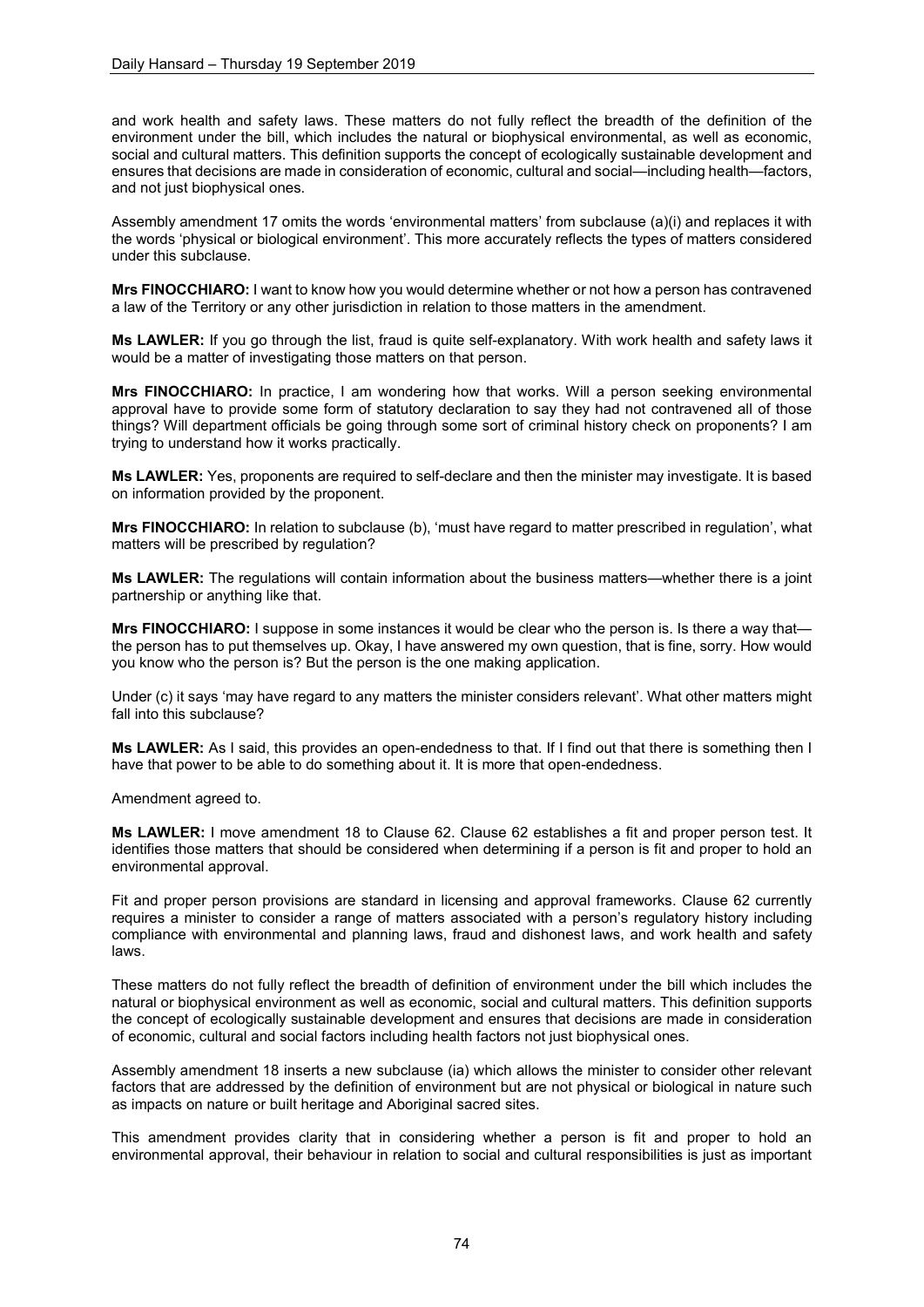and work health and safety laws. These matters do not fully reflect the breadth of the definition of the environment under the bill, which includes the natural or biophysical environmental, as well as economic, social and cultural matters. This definition supports the concept of ecologically sustainable development and ensures that decisions are made in consideration of economic, cultural and social—including health—factors, and not just biophysical ones.

Assembly amendment 17 omits the words 'environmental matters' from subclause (a)(i) and replaces it with the words 'physical or biological environment'. This more accurately reflects the types of matters considered under this subclause.

**Mrs FINOCCHIARO:** I want to know how you would determine whether or not how a person has contravened a law of the Territory or any other jurisdiction in relation to those matters in the amendment.

**Ms LAWLER:** If you go through the list, fraud is quite self-explanatory. With work health and safety laws it would be a matter of investigating those matters on that person.

**Mrs FINOCCHIARO:** In practice, I am wondering how that works. Will a person seeking environmental approval have to provide some form of statutory declaration to say they had not contravened all of those things? Will department officials be going through some sort of criminal history check on proponents? I am trying to understand how it works practically.

**Ms LAWLER:** Yes, proponents are required to self-declare and then the minister may investigate. It is based on information provided by the proponent.

**Mrs FINOCCHIARO:** In relation to subclause (b), 'must have regard to matter prescribed in regulation', what matters will be prescribed by regulation?

**Ms LAWLER:** The regulations will contain information about the business matters—whether there is a joint partnership or anything like that.

**Mrs FINOCCHIARO:** I suppose in some instances it would be clear who the person is. Is there a way that—the person has to put themselves up. Okay, I have answered my own question, that is fine, sorry. How would you know who the person is? But the person is the one making application.

Under (c) it says 'may have regard to any matters the minister considers relevant'. What other matters might fall into this subclause?

**Ms LAWLER:** As I said, this provides an open-endedness to that. If I find out that there is something then I have that power to be able to do something about it. It is more that open-endedness.

Amendment agreed to.

**Ms LAWLER:** I move amendment 18 to Clause 62. Clause 62 establishes a fit and proper person test. It identifies those matters that should be considered when determining if a person is fit and proper to hold an environmental approval.

Fit and proper person provisions are standard in licensing and approval frameworks. Clause 62 currently requires a minister to consider a range of matters associated with a person's regulatory history including compliance with environmental and planning laws, fraud and dishonest laws, and work health and safety laws.

These matters do not fully reflect the breadth of definition of environment under the bill which includes the natural or biophysical environment as well as economic, social and cultural matters. This definition supports the concept of ecologically sustainable development and ensures that decisions are made in consideration of economic, cultural and social factors including health factors not just biophysical ones.

Assembly amendment 18 inserts a new subclause (ia) which allows the minister to consider other relevant factors that are addressed by the definition of environment but are not physical or biological in nature such as impacts on nature or built heritage and Aboriginal sacred sites.

This amendment provides clarity that in considering whether a person is fit and proper to hold an environmental approval, their behaviour in relation to social and cultural responsibilities is just as important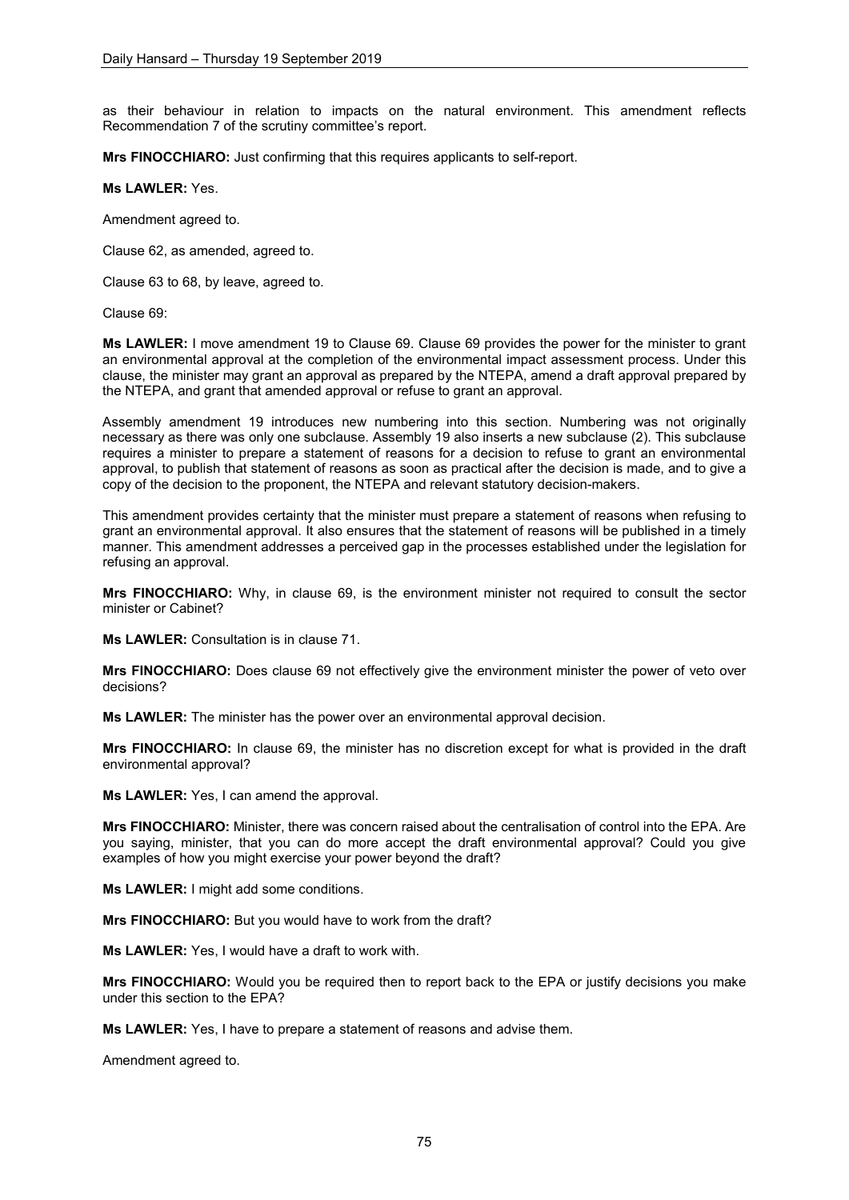as their behaviour in relation to impacts on the natural environment. This amendment reflects Recommendation 7 of the scrutiny committee's report.

**Mrs FINOCCHIARO:** Just confirming that this requires applicants to self-report.

**Ms LAWLER:** Yes.

Amendment agreed to.

Clause 62, as amended, agreed to.

Clause 63 to 68, by leave, agreed to.

Clause 69:

**Ms LAWLER:** I move amendment 19 to Clause 69. Clause 69 provides the power for the minister to grant an environmental approval at the completion of the environmental impact assessment process. Under this clause, the minister may grant an approval as prepared by the NTEPA, amend a draft approval prepared by the NTEPA, and grant that amended approval or refuse to grant an approval.

Assembly amendment 19 introduces new numbering into this section. Numbering was not originally necessary as there was only one subclause. Assembly 19 also inserts a new subclause (2). This subclause requires a minister to prepare a statement of reasons for a decision to refuse to grant an environmental approval, to publish that statement of reasons as soon as practical after the decision is made, and to give a copy of the decision to the proponent, the NTEPA and relevant statutory decision-makers.

This amendment provides certainty that the minister must prepare a statement of reasons when refusing to grant an environmental approval. It also ensures that the statement of reasons will be published in a timely manner. This amendment addresses a perceived gap in the processes established under the legislation for refusing an approval.

**Mrs FINOCCHIARO:** Why, in clause 69, is the environment minister not required to consult the sector minister or Cabinet?

**Ms LAWLER:** Consultation is in clause 71.

**Mrs FINOCCHIARO:** Does clause 69 not effectively give the environment minister the power of veto over decisions?

**Ms LAWLER:** The minister has the power over an environmental approval decision.

**Mrs FINOCCHIARO:** In clause 69, the minister has no discretion except for what is provided in the draft environmental approval?

**Ms LAWLER:** Yes, I can amend the approval.

**Mrs FINOCCHIARO:** Minister, there was concern raised about the centralisation of control into the EPA. Are you saying, minister, that you can do more accept the draft environmental approval? Could you give examples of how you might exercise your power beyond the draft?

**Ms LAWLER:** I might add some conditions.

**Mrs FINOCCHIARO:** But you would have to work from the draft?

**Ms LAWLER:** Yes, I would have a draft to work with.

**Mrs FINOCCHIARO:** Would you be required then to report back to the EPA or justify decisions you make under this section to the EPA?

**Ms LAWLER:** Yes, I have to prepare a statement of reasons and advise them.

Amendment agreed to.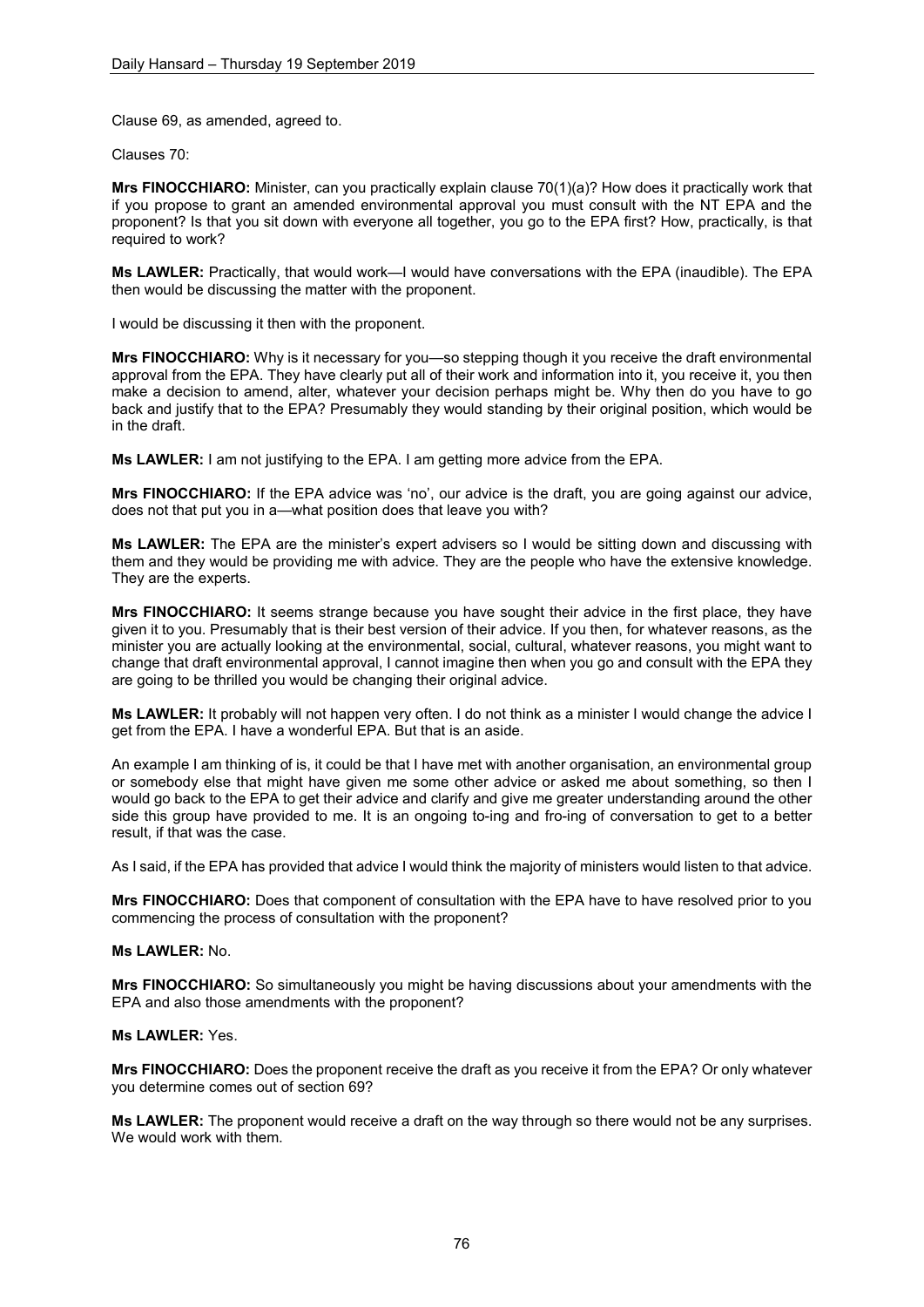Clause 69, as amended, agreed to.

Clauses 70:

**Mrs FINOCCHIARO:** Minister, can you practically explain clause 70(1)(a)? How does it practically work that if you propose to grant an amended environmental approval you must consult with the NT EPA and the proponent? Is that you sit down with everyone all together, you go to the EPA first? How, practically, is that required to work?

**Ms LAWLER:** Practically, that would work—I would have conversations with the EPA (inaudible). The EPA then would be discussing the matter with the proponent.

I would be discussing it then with the proponent.

**Mrs FINOCCHIARO:** Why is it necessary for you—so stepping though it you receive the draft environmental approval from the EPA. They have clearly put all of their work and information into it, you receive it, you then make a decision to amend, alter, whatever your decision perhaps might be. Why then do you have to go back and justify that to the EPA? Presumably they would standing by their original position, which would be in the draft.

**Ms LAWLER:** I am not justifying to the EPA. I am getting more advice from the EPA.

**Mrs FINOCCHIARO:** If the EPA advice was 'no', our advice is the draft, you are going against our advice, does not that put you in a—what position does that leave you with?

**Ms LAWLER:** The EPA are the minister's expert advisers so I would be sitting down and discussing with them and they would be providing me with advice. They are the people who have the extensive knowledge. They are the experts.

**Mrs FINOCCHIARO:** It seems strange because you have sought their advice in the first place, they have given it to you. Presumably that is their best version of their advice. If you then, for whatever reasons, as the minister you are actually looking at the environmental, social, cultural, whatever reasons, you might want to change that draft environmental approval, I cannot imagine then when you go and consult with the EPA they are going to be thrilled you would be changing their original advice.

**Ms LAWLER:** It probably will not happen very often. I do not think as a minister I would change the advice I get from the EPA. I have a wonderful EPA. But that is an aside.

An example I am thinking of is, it could be that I have met with another organisation, an environmental group or somebody else that might have given me some other advice or asked me about something, so then I would go back to the EPA to get their advice and clarify and give me greater understanding around the other side this group have provided to me. It is an ongoing to-ing and fro-ing of conversation to get to a better result, if that was the case.

As I said, if the EPA has provided that advice I would think the majority of ministers would listen to that advice.

**Mrs FINOCCHIARO:** Does that component of consultation with the EPA have to have resolved prior to you commencing the process of consultation with the proponent?

**Ms LAWLER:** No.

**Mrs FINOCCHIARO:** So simultaneously you might be having discussions about your amendments with the EPA and also those amendments with the proponent?

**Ms LAWLER:** Yes.

**Mrs FINOCCHIARO:** Does the proponent receive the draft as you receive it from the EPA? Or only whatever you determine comes out of section 69?

**Ms LAWLER:** The proponent would receive a draft on the way through so there would not be any surprises. We would work with them.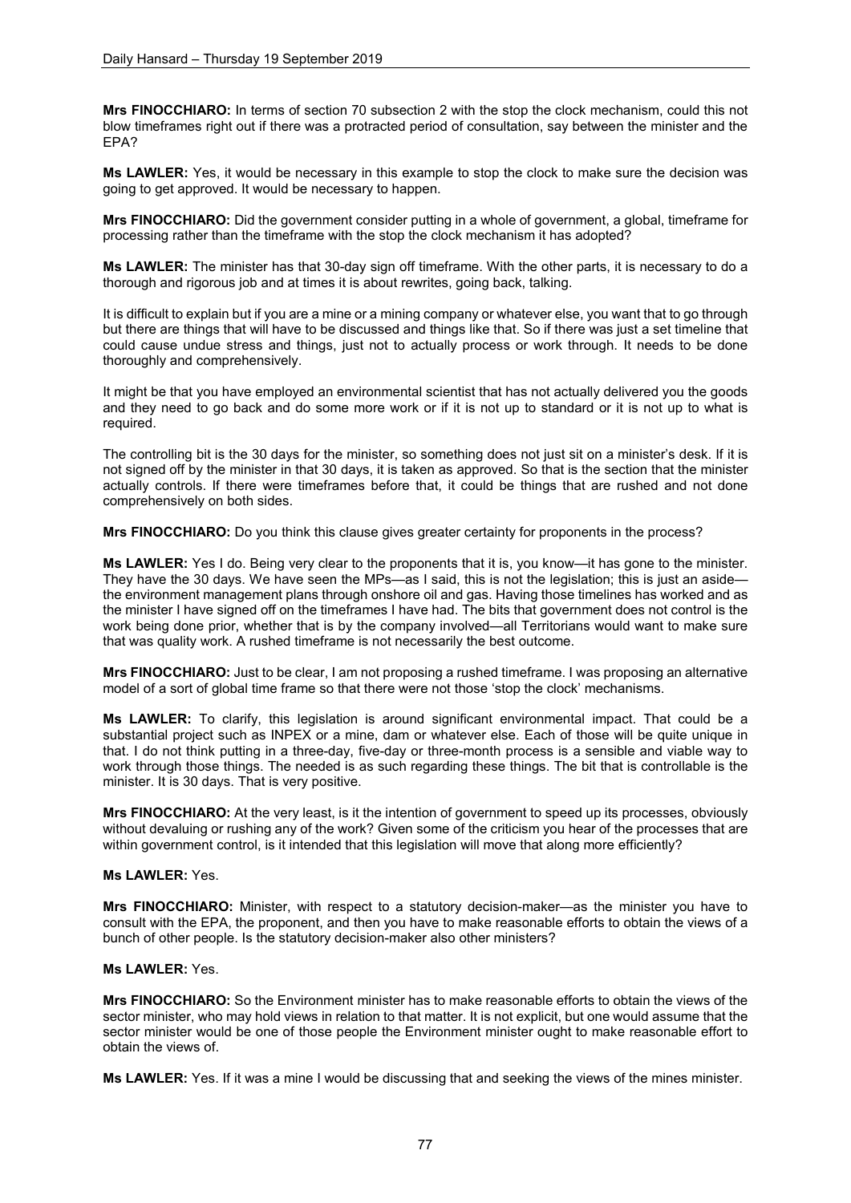**Mrs FINOCCHIARO:** In terms of section 70 subsection 2 with the stop the clock mechanism, could this not blow timeframes right out if there was a protracted period of consultation, say between the minister and the EPA?

**Ms LAWLER:** Yes, it would be necessary in this example to stop the clock to make sure the decision was going to get approved. It would be necessary to happen.

**Mrs FINOCCHIARO:** Did the government consider putting in a whole of government, a global, timeframe for processing rather than the timeframe with the stop the clock mechanism it has adopted?

**Ms LAWLER:** The minister has that 30-day sign off timeframe. With the other parts, it is necessary to do a thorough and rigorous job and at times it is about rewrites, going back, talking.

It is difficult to explain but if you are a mine or a mining company or whatever else, you want that to go through but there are things that will have to be discussed and things like that. So if there was just a set timeline that could cause undue stress and things, just not to actually process or work through. It needs to be done thoroughly and comprehensively.

It might be that you have employed an environmental scientist that has not actually delivered you the goods and they need to go back and do some more work or if it is not up to standard or it is not up to what is required.

The controlling bit is the 30 days for the minister, so something does not just sit on a minister's desk. If it is not signed off by the minister in that 30 days, it is taken as approved. So that is the section that the minister actually controls. If there were timeframes before that, it could be things that are rushed and not done comprehensively on both sides.

**Mrs FINOCCHIARO:** Do you think this clause gives greater certainty for proponents in the process?

**Ms LAWLER:** Yes I do. Being very clear to the proponents that it is, you know—it has gone to the minister. They have the 30 days. We have seen the MPs—as I said, this is not the legislation; this is just an aside—the environment management plans through onshore oil and gas. Having those timelines has worked and as the minister I have signed off on the timeframes I have had. The bits that government does not control is the work being done prior, whether that is by the company involved—all Territorians would want to make sure that was quality work. A rushed timeframe is not necessarily the best outcome.

**Mrs FINOCCHIARO:** Just to be clear, I am not proposing a rushed timeframe. I was proposing an alternative model of a sort of global time frame so that there were not those 'stop the clock' mechanisms.

**Ms LAWLER:** To clarify, this legislation is around significant environmental impact. That could be a substantial project such as INPEX or a mine, dam or whatever else. Each of those will be quite unique in that. I do not think putting in a three-day, five-day or three-month process is a sensible and viable way to work through those things. The needed is as such regarding these things. The bit that is controllable is the minister. It is 30 days. That is very positive.

**Mrs FINOCCHIARO:** At the very least, is it the intention of government to speed up its processes, obviously without devaluing or rushing any of the work? Given some of the criticism you hear of the processes that are within government control, is it intended that this legislation will move that along more efficiently?

**Ms LAWLER:** Yes.

**Mrs FINOCCHIARO:** Minister, with respect to a statutory decision-maker—as the minister you have to consult with the EPA, the proponent, and then you have to make reasonable efforts to obtain the views of a bunch of other people. Is the statutory decision-maker also other ministers?

**Ms LAWLER:** Yes.

**Mrs FINOCCHIARO:** So the Environment minister has to make reasonable efforts to obtain the views of the sector minister, who may hold views in relation to that matter. It is not explicit, but one would assume that the sector minister would be one of those people the Environment minister ought to make reasonable effort to obtain the views of.

**Ms LAWLER:** Yes. If it was a mine I would be discussing that and seeking the views of the mines minister.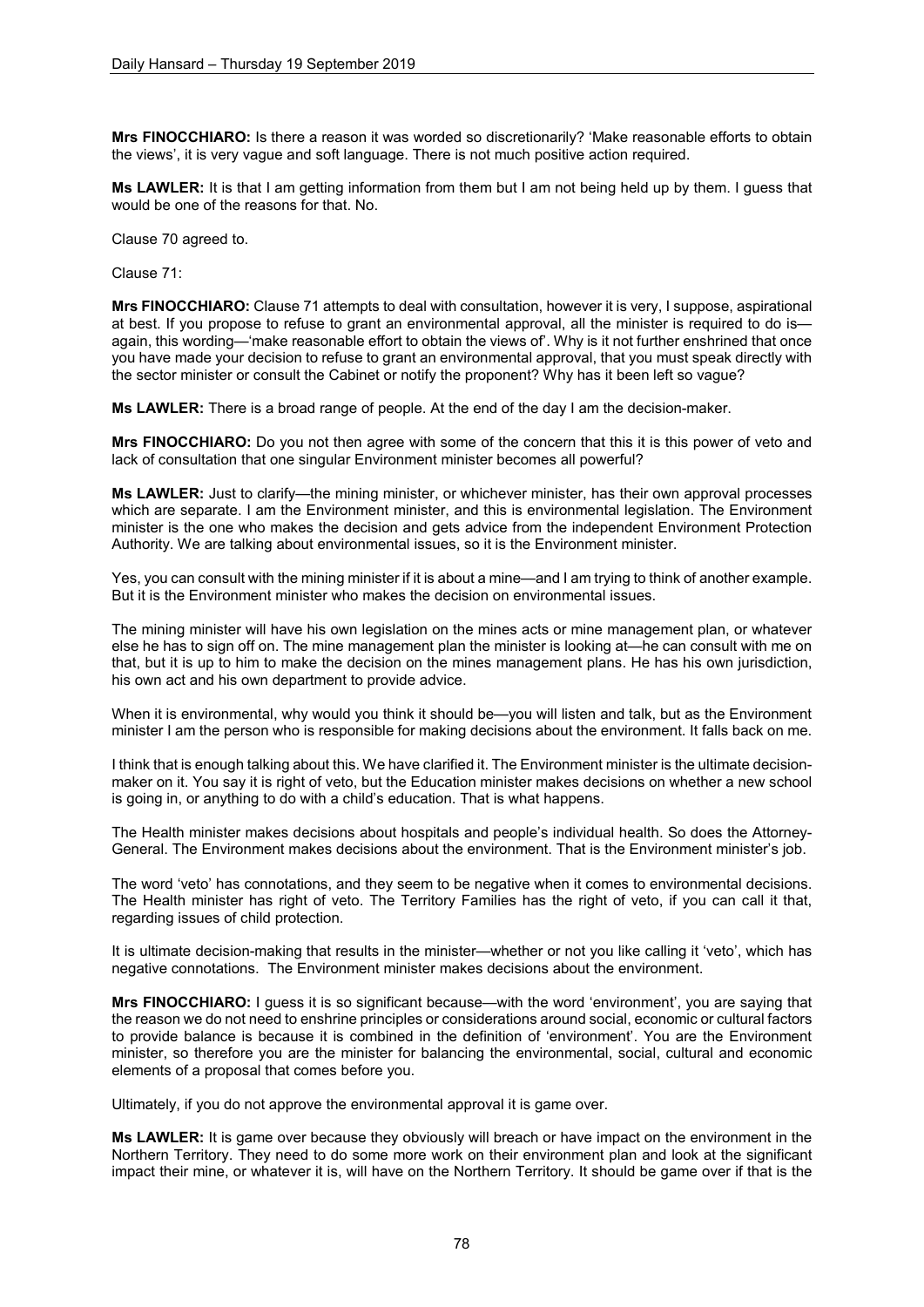**Mrs FINOCCHIARO:** Is there a reason it was worded so discretionarily? 'Make reasonable efforts to obtain the views', it is very vague and soft language. There is not much positive action required.

**Ms LAWLER:** It is that I am getting information from them but I am not being held up by them. I guess that would be one of the reasons for that. No.

Clause 70 agreed to.

Clause 71:

**Mrs FINOCCHIARO:** Clause 71 attempts to deal with consultation, however it is very, I suppose, aspirational at best. If you propose to refuse to grant an environmental approval, all the minister is required to do is—again, this wording—'make reasonable effort to obtain the views of'. Why is it not further enshrined that once you have made your decision to refuse to grant an environmental approval, that you must speak directly with the sector minister or consult the Cabinet or notify the proponent? Why has it been left so vague?

**Ms LAWLER:** There is a broad range of people. At the end of the day I am the decision-maker.

**Mrs FINOCCHIARO:** Do you not then agree with some of the concern that this it is this power of veto and lack of consultation that one singular Environment minister becomes all powerful?

**Ms LAWLER:** Just to clarify—the mining minister, or whichever minister, has their own approval processes which are separate. I am the Environment minister, and this is environmental legislation. The Environment minister is the one who makes the decision and gets advice from the independent Environment Protection Authority. We are talking about environmental issues, so it is the Environment minister.

Yes, you can consult with the mining minister if it is about a mine—and I am trying to think of another example. But it is the Environment minister who makes the decision on environmental issues.

The mining minister will have his own legislation on the mines acts or mine management plan, or whatever else he has to sign off on. The mine management plan the minister is looking at—he can consult with me on that, but it is up to him to make the decision on the mines management plans. He has his own jurisdiction, his own act and his own department to provide advice.

When it is environmental, why would you think it should be—you will listen and talk, but as the Environment minister I am the person who is responsible for making decisions about the environment. It falls back on me.

I think that is enough talking about this. We have clarified it. The Environment minister is the ultimate decision-maker on it. You say it is right of veto, but the Education minister makes decisions on whether a new school is going in, or anything to do with a child's education. That is what happens.

The Health minister makes decisions about hospitals and people's individual health. So does the Attorney-General. The Environment makes decisions about the environment. That is the Environment minister's job.

The word 'veto' has connotations, and they seem to be negative when it comes to environmental decisions. The Health minister has right of veto. The Territory Families has the right of veto, if you can call it that, regarding issues of child protection.

It is ultimate decision-making that results in the minister—whether or not you like calling it 'veto', which has negative connotations. The Environment minister makes decisions about the environment.

**Mrs FINOCCHIARO:** I guess it is so significant because—with the word 'environment', you are saying that the reason we do not need to enshrine principles or considerations around social, economic or cultural factors to provide balance is because it is combined in the definition of 'environment'. You are the Environment minister, so therefore you are the minister for balancing the environmental, social, cultural and economic elements of a proposal that comes before you.

Ultimately, if you do not approve the environmental approval it is game over.

**Ms LAWLER:** It is game over because they obviously will breach or have impact on the environment in the Northern Territory. They need to do some more work on their environment plan and look at the significant impact their mine, or whatever it is, will have on the Northern Territory. It should be game over if that is the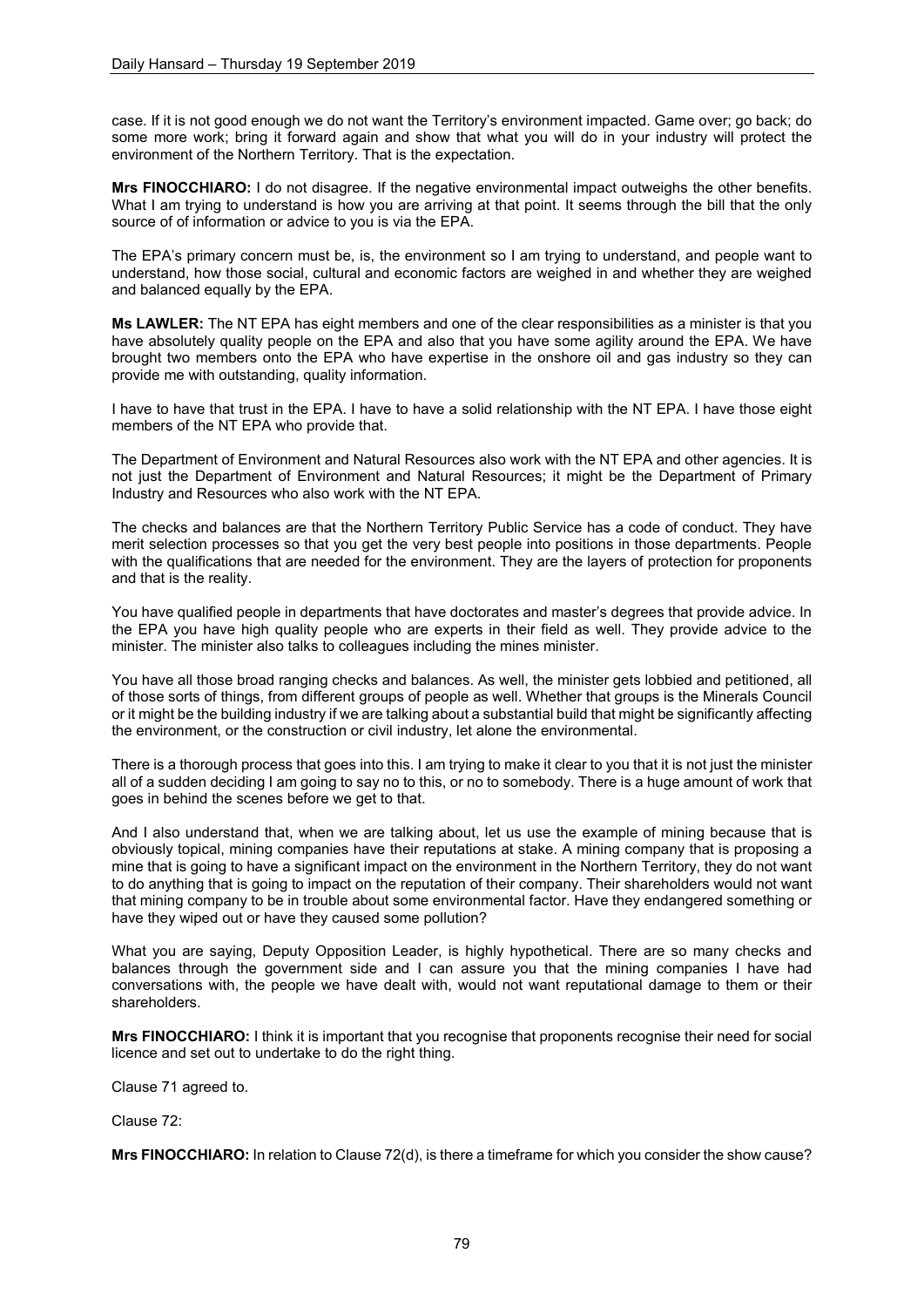case. If it is not good enough we do not want the Territory's environment impacted. Game over; go back; do some more work; bring it forward again and show that what you will do in your industry will protect the environment of the Northern Territory. That is the expectation.

**Mrs FINOCCHIARO:** I do not disagree. If the negative environmental impact outweighs the other benefits. What I am trying to understand is how you are arriving at that point. It seems through the bill that the only source of of information or advice to you is via the EPA.

The EPA's primary concern must be, is, the environment so I am trying to understand, and people want to understand, how those social, cultural and economic factors are weighed in and whether they are weighed and balanced equally by the EPA.

**Ms LAWLER:** The NT EPA has eight members and one of the clear responsibilities as a minister is that you have absolutely quality people on the EPA and also that you have some agility around the EPA. We have brought two members onto the EPA who have expertise in the onshore oil and gas industry so they can provide me with outstanding, quality information.

I have to have that trust in the EPA. I have to have a solid relationship with the NT EPA. I have those eight members of the NT EPA who provide that.

The Department of Environment and Natural Resources also work with the NT EPA and other agencies. It is not just the Department of Environment and Natural Resources; it might be the Department of Primary Industry and Resources who also work with the NT EPA.

The checks and balances are that the Northern Territory Public Service has a code of conduct. They have merit selection processes so that you get the very best people into positions in those departments. People with the qualifications that are needed for the environment. They are the layers of protection for proponents and that is the reality.

You have qualified people in departments that have doctorates and master's degrees that provide advice. In the EPA you have high quality people who are experts in their field as well. They provide advice to the minister. The minister also talks to colleagues including the mines minister.

You have all those broad ranging checks and balances. As well, the minister gets lobbied and petitioned, all of those sorts of things, from different groups of people as well. Whether that groups is the Minerals Council or it might be the building industry if we are talking about a substantial build that might be significantly affecting the environment, or the construction or civil industry, let alone the environmental.

There is a thorough process that goes into this. I am trying to make it clear to you that it is not just the minister all of a sudden deciding I am going to say no to this, or no to somebody. There is a huge amount of work that goes in behind the scenes before we get to that.

And I also understand that, when we are talking about, let us use the example of mining because that is obviously topical, mining companies have their reputations at stake. A mining company that is proposing a mine that is going to have a significant impact on the environment in the Northern Territory, they do not want to do anything that is going to impact on the reputation of their company. Their shareholders would not want that mining company to be in trouble about some environmental factor. Have they endangered something or have they wiped out or have they caused some pollution?

What you are saying, Deputy Opposition Leader, is highly hypothetical. There are so many checks and balances through the government side and I can assure you that the mining companies I have had conversations with, the people we have dealt with, would not want reputational damage to them or their shareholders.

**Mrs FINOCCHIARO:** I think it is important that you recognise that proponents recognise their need for social licence and set out to undertake to do the right thing.

Clause 71 agreed to.

Clause 72:

**Mrs FINOCCHIARO:** In relation to Clause 72(d), is there a timeframe for which you consider the show cause?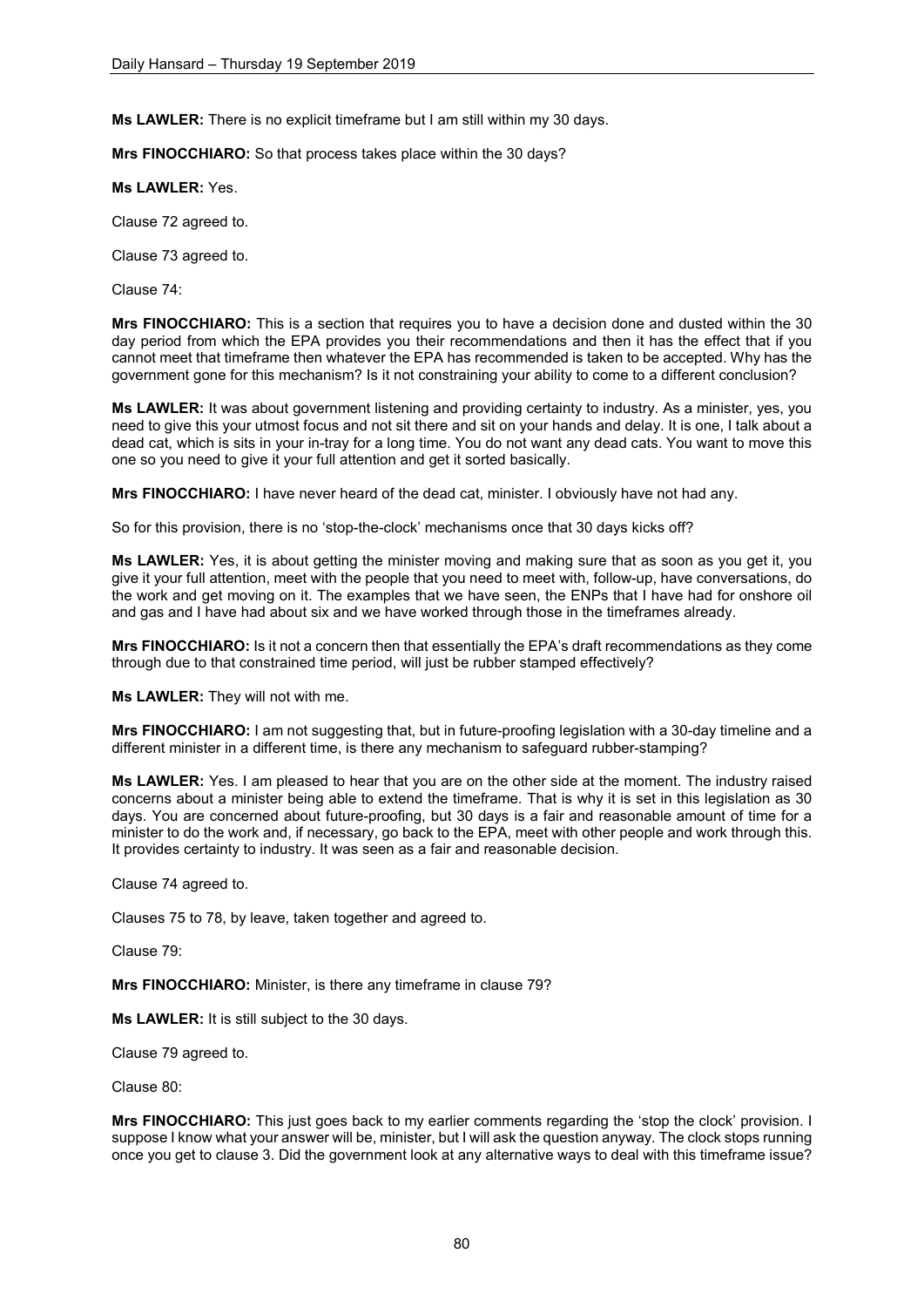**Ms LAWLER:** There is no explicit timeframe but I am still within my 30 days.

**Mrs FINOCCHIARO:** So that process takes place within the 30 days?

**Ms LAWLER:** Yes.

Clause 72 agreed to.

Clause 73 agreed to.

Clause 74:

**Mrs FINOCCHIARO:** This is a section that requires you to have a decision done and dusted within the 30 day period from which the EPA provides you their recommendations and then it has the effect that if you cannot meet that timeframe then whatever the EPA has recommended is taken to be accepted. Why has the government gone for this mechanism? Is it not constraining your ability to come to a different conclusion?

**Ms LAWLER:** It was about government listening and providing certainty to industry. As a minister, yes, you need to give this your utmost focus and not sit there and sit on your hands and delay. It is one, I talk about a dead cat, which is sits in your in-tray for a long time. You do not want any dead cats. You want to move this one so you need to give it your full attention and get it sorted basically.

**Mrs FINOCCHIARO:** I have never heard of the dead cat, minister. I obviously have not had any.

So for this provision, there is no 'stop-the-clock' mechanisms once that 30 days kicks off?

**Ms LAWLER:** Yes, it is about getting the minister moving and making sure that as soon as you get it, you give it your full attention, meet with the people that you need to meet with, follow-up, have conversations, do the work and get moving on it. The examples that we have seen, the ENPs that I have had for onshore oil and gas and I have had about six and we have worked through those in the timeframes already.

**Mrs FINOCCHIARO:** Is it not a concern then that essentially the EPA's draft recommendations as they come through due to that constrained time period, will just be rubber stamped effectively?

**Ms LAWLER:** They will not with me.

**Mrs FINOCCHIARO:** I am not suggesting that, but in future-proofing legislation with a 30-day timeline and a different minister in a different time, is there any mechanism to safeguard rubber-stamping?

**Ms LAWLER:** Yes. I am pleased to hear that you are on the other side at the moment. The industry raised concerns about a minister being able to extend the timeframe. That is why it is set in this legislation as 30 days. You are concerned about future-proofing, but 30 days is a fair and reasonable amount of time for a minister to do the work and, if necessary, go back to the EPA, meet with other people and work through this. It provides certainty to industry. It was seen as a fair and reasonable decision.

Clause 74 agreed to.

Clauses 75 to 78, by leave, taken together and agreed to.

Clause 79:

**Mrs FINOCCHIARO:** Minister, is there any timeframe in clause 79?

**Ms LAWLER:** It is still subject to the 30 days.

Clause 79 agreed to.

Clause 80:

**Mrs FINOCCHIARO:** This just goes back to my earlier comments regarding the 'stop the clock' provision. I suppose I know what your answer will be, minister, but I will ask the question anyway. The clock stops running once you get to clause 3. Did the government look at any alternative ways to deal with this timeframe issue?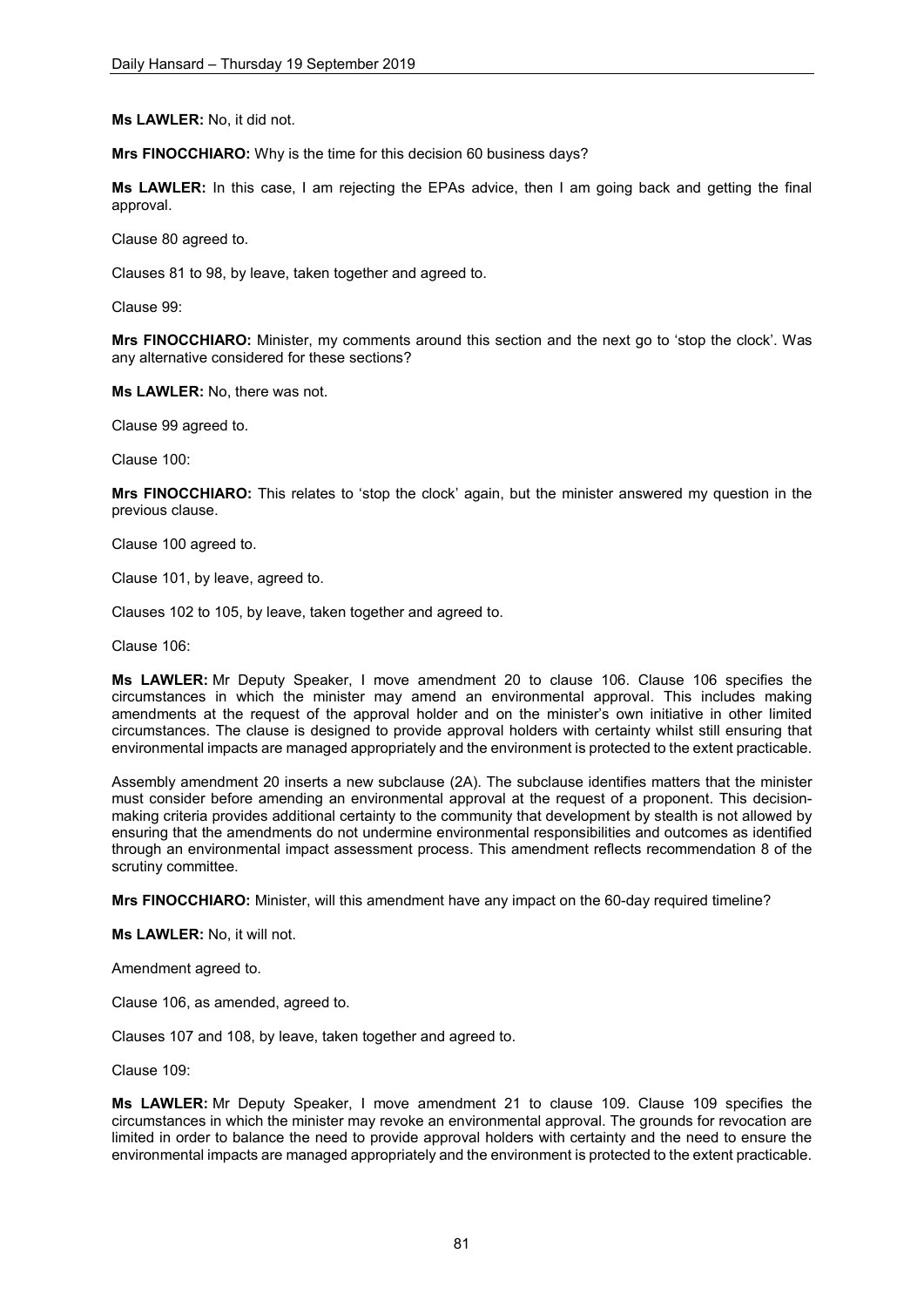**Ms LAWLER:** No, it did not.

**Mrs FINOCCHIARO:** Why is the time for this decision 60 business days?

**Ms LAWLER:** In this case, I am rejecting the EPAs advice, then I am going back and getting the final approval.

Clause 80 agreed to.

Clauses 81 to 98, by leave, taken together and agreed to.

Clause 99:

**Mrs FINOCCHIARO:** Minister, my comments around this section and the next go to 'stop the clock'. Was any alternative considered for these sections?

**Ms LAWLER:** No, there was not.

Clause 99 agreed to.

Clause 100:

**Mrs FINOCCHIARO:** This relates to 'stop the clock' again, but the minister answered my question in the previous clause.

Clause 100 agreed to.

Clause 101, by leave, agreed to.

Clauses 102 to 105, by leave, taken together and agreed to.

Clause 106:

**Ms LAWLER:** Mr Deputy Speaker, I move amendment 20 to clause 106. Clause 106 specifies the circumstances in which the minister may amend an environmental approval. This includes making amendments at the request of the approval holder and on the minister's own initiative in other limited circumstances. The clause is designed to provide approval holders with certainty whilst still ensuring that environmental impacts are managed appropriately and the environment is protected to the extent practicable.

Assembly amendment 20 inserts a new subclause (2A). The subclause identifies matters that the minister must consider before amending an environmental approval at the request of a proponent. This decision-making criteria provides additional certainty to the community that development by stealth is not allowed by ensuring that the amendments do not undermine environmental responsibilities and outcomes as identified through an environmental impact assessment process. This amendment reflects recommendation 8 of the scrutiny committee.

**Mrs FINOCCHIARO:** Minister, will this amendment have any impact on the 60-day required timeline?

**Ms LAWLER:** No, it will not.

Amendment agreed to.

Clause 106, as amended, agreed to.

Clauses 107 and 108, by leave, taken together and agreed to.

Clause 109:

**Ms LAWLER:** Mr Deputy Speaker, I move amendment 21 to clause 109. Clause 109 specifies the circumstances in which the minister may revoke an environmental approval. The grounds for revocation are limited in order to balance the need to provide approval holders with certainty and the need to ensure the environmental impacts are managed appropriately and the environment is protected to the extent practicable.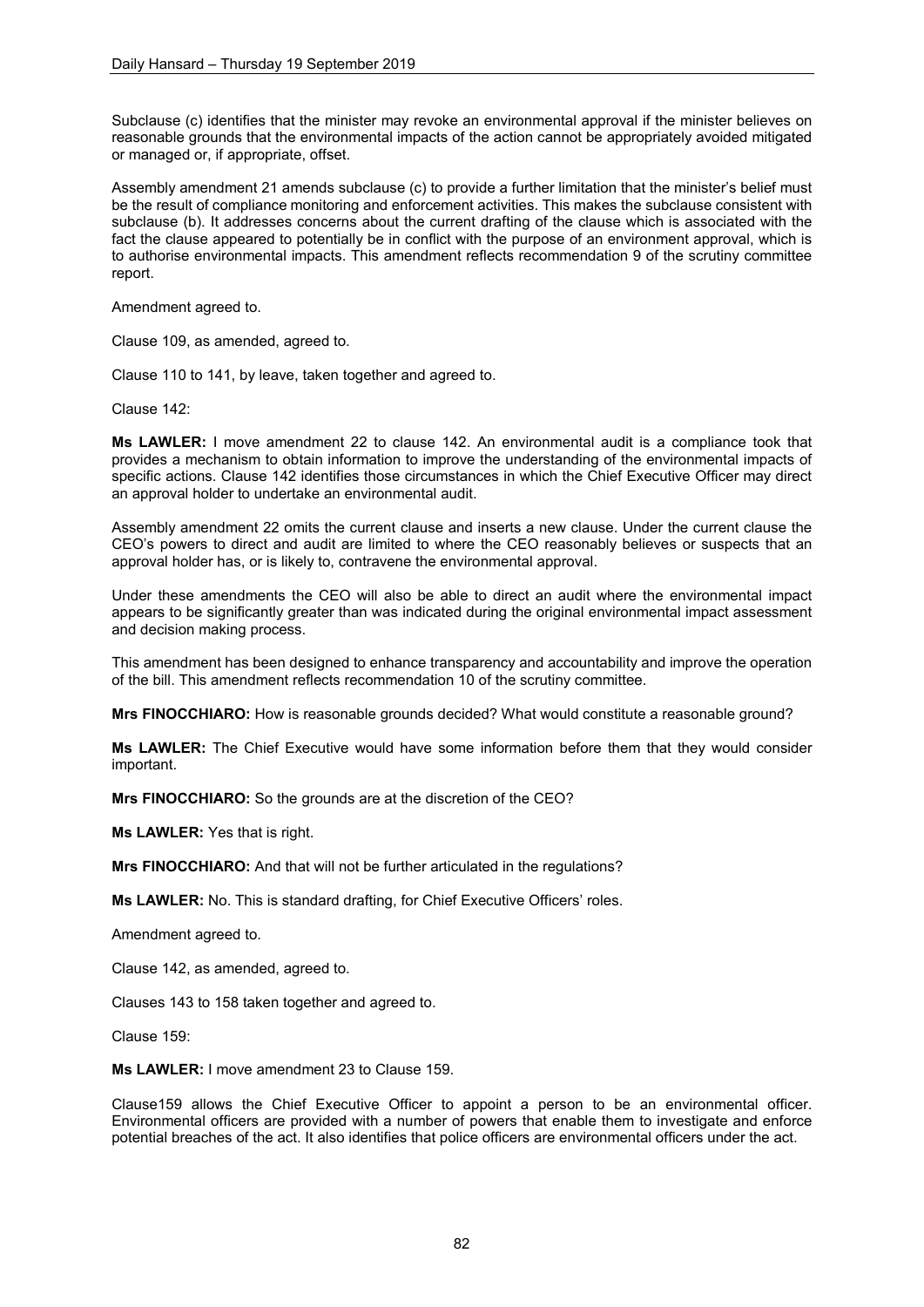Subclause (c) identifies that the minister may revoke an environmental approval if the minister believes on reasonable grounds that the environmental impacts of the action cannot be appropriately avoided mitigated or managed or, if appropriate, offset.

Assembly amendment 21 amends subclause (c) to provide a further limitation that the minister's belief must be the result of compliance monitoring and enforcement activities. This makes the subclause consistent with subclause (b). It addresses concerns about the current drafting of the clause which is associated with the fact the clause appeared to potentially be in conflict with the purpose of an environment approval, which is to authorise environmental impacts. This amendment reflects recommendation 9 of the scrutiny committee report.

Amendment agreed to.

Clause 109, as amended, agreed to.

Clause 110 to 141, by leave, taken together and agreed to.

Clause 142:

**Ms LAWLER:** I move amendment 22 to clause 142. An environmental audit is a compliance took that provides a mechanism to obtain information to improve the understanding of the environmental impacts of specific actions. Clause 142 identifies those circumstances in which the Chief Executive Officer may direct an approval holder to undertake an environmental audit.

Assembly amendment 22 omits the current clause and inserts a new clause. Under the current clause the CEO's powers to direct and audit are limited to where the CEO reasonably believes or suspects that an approval holder has, or is likely to, contravene the environmental approval.

Under these amendments the CEO will also be able to direct an audit where the environmental impact appears to be significantly greater than was indicated during the original environmental impact assessment and decision making process.

This amendment has been designed to enhance transparency and accountability and improve the operation of the bill. This amendment reflects recommendation 10 of the scrutiny committee.

**Mrs FINOCCHIARO:** How is reasonable grounds decided? What would constitute a reasonable ground?

**Ms LAWLER:** The Chief Executive would have some information before them that they would consider important.

**Mrs FINOCCHIARO:** So the grounds are at the discretion of the CEO?

**Ms LAWLER:** Yes that is right.

**Mrs FINOCCHIARO:** And that will not be further articulated in the regulations?

**Ms LAWLER:** No. This is standard drafting, for Chief Executive Officers' roles.

Amendment agreed to.

Clause 142, as amended, agreed to.

Clauses 143 to 158 taken together and agreed to.

Clause 159:

**Ms LAWLER:** I move amendment 23 to Clause 159.

Clause159 allows the Chief Executive Officer to appoint a person to be an environmental officer. Environmental officers are provided with a number of powers that enable them to investigate and enforce potential breaches of the act. It also identifies that police officers are environmental officers under the act.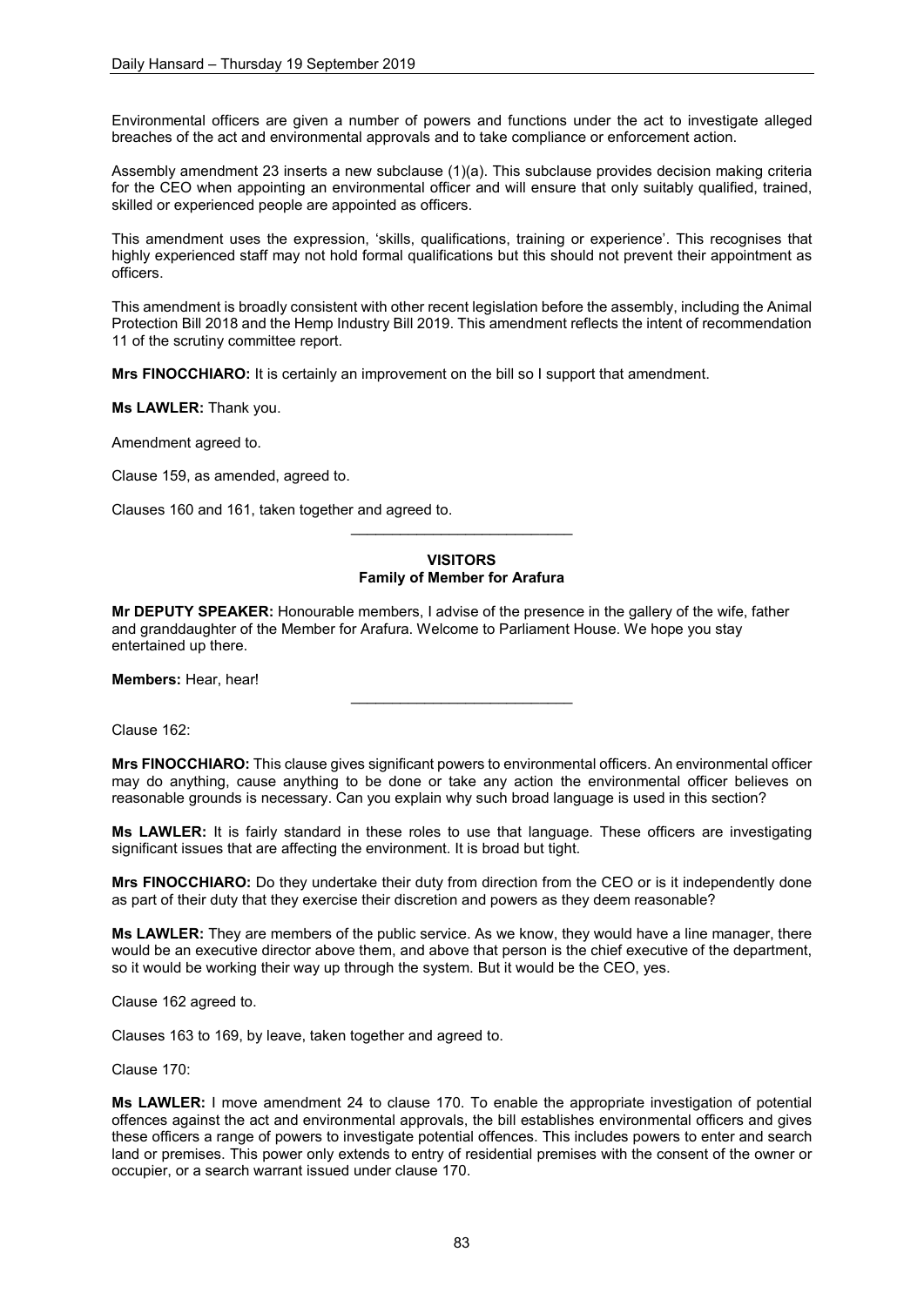Environmental officers are given a number of powers and functions under the act to investigate alleged breaches of the act and environmental approvals and to take compliance or enforcement action.

Assembly amendment 23 inserts a new subclause (1)(a). This subclause provides decision making criteria for the CEO when appointing an environmental officer and will ensure that only suitably qualified, trained, skilled or experienced people are appointed as officers.

This amendment uses the expression, 'skills, qualifications, training or experience'. This recognises that highly experienced staff may not hold formal qualifications but this should not prevent their appointment as officers.

This amendment is broadly consistent with other recent legislation before the assembly, including the Animal Protection Bill 2018 and the Hemp Industry Bill 2019. This amendment reflects the intent of recommendation 11 of the scrutiny committee report.

**Mrs FINOCCHIARO:** It is certainly an improvement on the bill so I support that amendment.

**Ms LAWLER:** Thank you.

Amendment agreed to.

Clause 159, as amended, agreed to.

Clauses 160 and 161, taken together and agreed to.

---

**VISITORS**
**Family of Member for Arafura**

**Mr DEPUTY SPEAKER:** Honourable members, I advise of the presence in the gallery of the wife, father and granddaughter of the Member for Arafura. Welcome to Parliament House. We hope you stay entertained up there.

**Members:** Hear, hear!

---

Clause 162:

**Mrs FINOCCHIARO:** This clause gives significant powers to environmental officers. An environmental officer may do anything, cause anything to be done or take any action the environmental officer believes on reasonable grounds is necessary. Can you explain why such broad language is used in this section?

**Ms LAWLER:** It is fairly standard in these roles to use that language. These officers are investigating significant issues that are affecting the environment. It is broad but tight.

**Mrs FINOCCHIARO:** Do they undertake their duty from direction from the CEO or is it independently done as part of their duty that they exercise their discretion and powers as they deem reasonable?

**Ms LAWLER:** They are members of the public service. As we know, they would have a line manager, there would be an executive director above them, and above that person is the chief executive of the department, so it would be working their way up through the system. But it would be the CEO, yes.

Clause 162 agreed to.

Clauses 163 to 169, by leave, taken together and agreed to.

Clause 170:

**Ms LAWLER:** I move amendment 24 to clause 170. To enable the appropriate investigation of potential offences against the act and environmental approvals, the bill establishes environmental officers and gives these officers a range of powers to investigate potential offences. This includes powers to enter and search land or premises. This power only extends to entry of residential premises with the consent of the owner or occupier, or a search warrant issued under clause 170.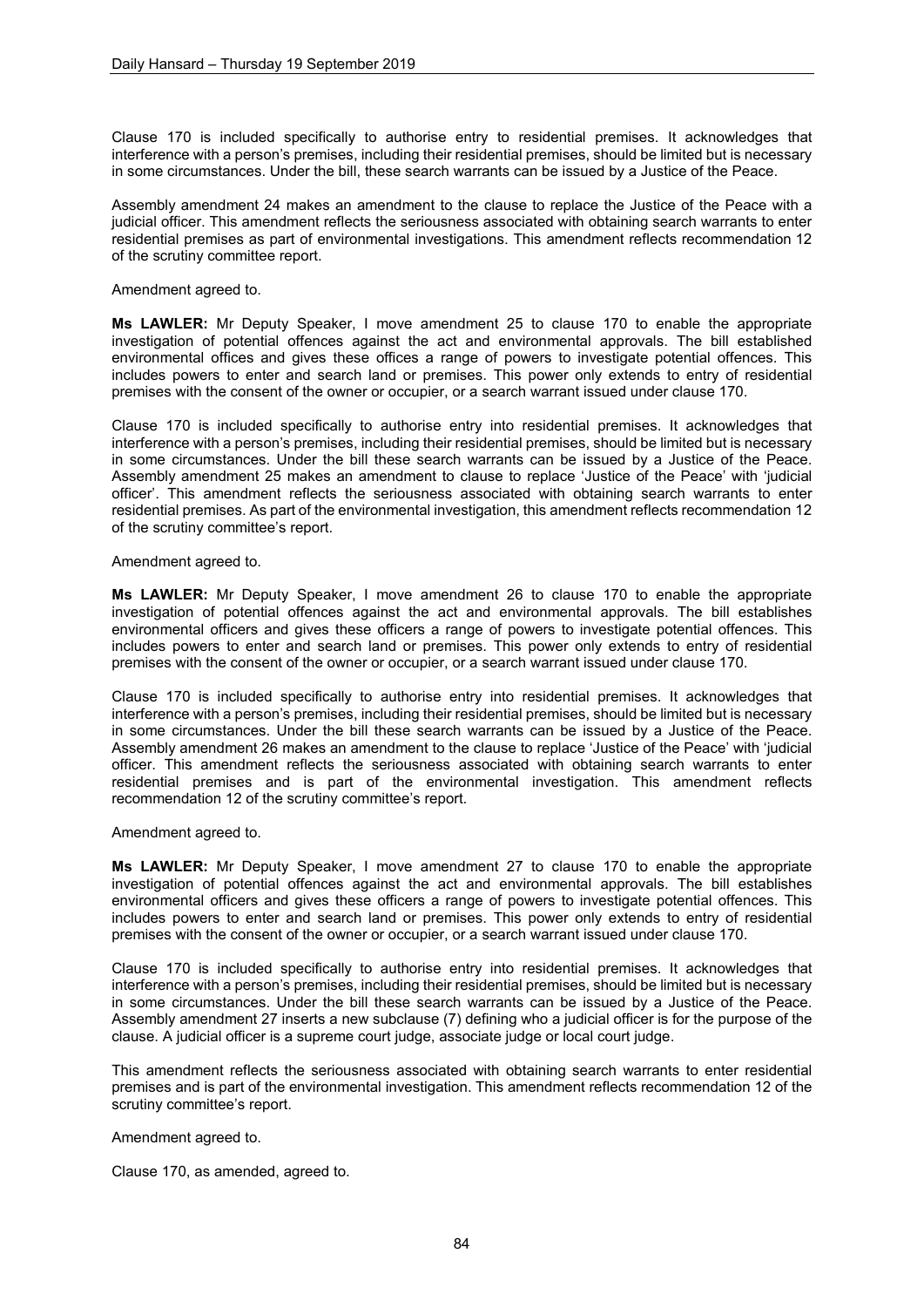Clause 170 is included specifically to authorise entry to residential premises. It acknowledges that interference with a person's premises, including their residential premises, should be limited but is necessary in some circumstances. Under the bill, these search warrants can be issued by a Justice of the Peace.

Assembly amendment 24 makes an amendment to the clause to replace the Justice of the Peace with a judicial officer. This amendment reflects the seriousness associated with obtaining search warrants to enter residential premises as part of environmental investigations. This amendment reflects recommendation 12 of the scrutiny committee report.

Amendment agreed to.

**Ms LAWLER:** Mr Deputy Speaker, I move amendment 25 to clause 170 to enable the appropriate investigation of potential offences against the act and environmental approvals. The bill established environmental offices and gives these offices a range of powers to investigate potential offences. This includes powers to enter and search land or premises. This power only extends to entry of residential premises with the consent of the owner or occupier, or a search warrant issued under clause 170.

Clause 170 is included specifically to authorise entry into residential premises. It acknowledges that interference with a person's premises, including their residential premises, should be limited but is necessary in some circumstances. Under the bill these search warrants can be issued by a Justice of the Peace. Assembly amendment 25 makes an amendment to clause to replace 'Justice of the Peace' with 'judicial officer'. This amendment reflects the seriousness associated with obtaining search warrants to enter residential premises. As part of the environmental investigation, this amendment reflects recommendation 12 of the scrutiny committee's report.

Amendment agreed to.

**Ms LAWLER:** Mr Deputy Speaker, I move amendment 26 to clause 170 to enable the appropriate investigation of potential offences against the act and environmental approvals. The bill establishes environmental officers and gives these officers a range of powers to investigate potential offences. This includes powers to enter and search land or premises. This power only extends to entry of residential premises with the consent of the owner or occupier, or a search warrant issued under clause 170.

Clause 170 is included specifically to authorise entry into residential premises. It acknowledges that interference with a person's premises, including their residential premises, should be limited but is necessary in some circumstances. Under the bill these search warrants can be issued by a Justice of the Peace. Assembly amendment 26 makes an amendment to the clause to replace 'Justice of the Peace' with 'judicial officer. This amendment reflects the seriousness associated with obtaining search warrants to enter residential premises and is part of the environmental investigation. This amendment reflects recommendation 12 of the scrutiny committee's report.

Amendment agreed to.

**Ms LAWLER:** Mr Deputy Speaker, I move amendment 27 to clause 170 to enable the appropriate investigation of potential offences against the act and environmental approvals. The bill establishes environmental officers and gives these officers a range of powers to investigate potential offences. This includes powers to enter and search land or premises. This power only extends to entry of residential premises with the consent of the owner or occupier, or a search warrant issued under clause 170.

Clause 170 is included specifically to authorise entry into residential premises. It acknowledges that interference with a person's premises, including their residential premises, should be limited but is necessary in some circumstances. Under the bill these search warrants can be issued by a Justice of the Peace. Assembly amendment 27 inserts a new subclause (7) defining who a judicial officer is for the purpose of the clause. A judicial officer is a supreme court judge, associate judge or local court judge.

This amendment reflects the seriousness associated with obtaining search warrants to enter residential premises and is part of the environmental investigation. This amendment reflects recommendation 12 of the scrutiny committee's report.

Amendment agreed to.

Clause 170, as amended, agreed to.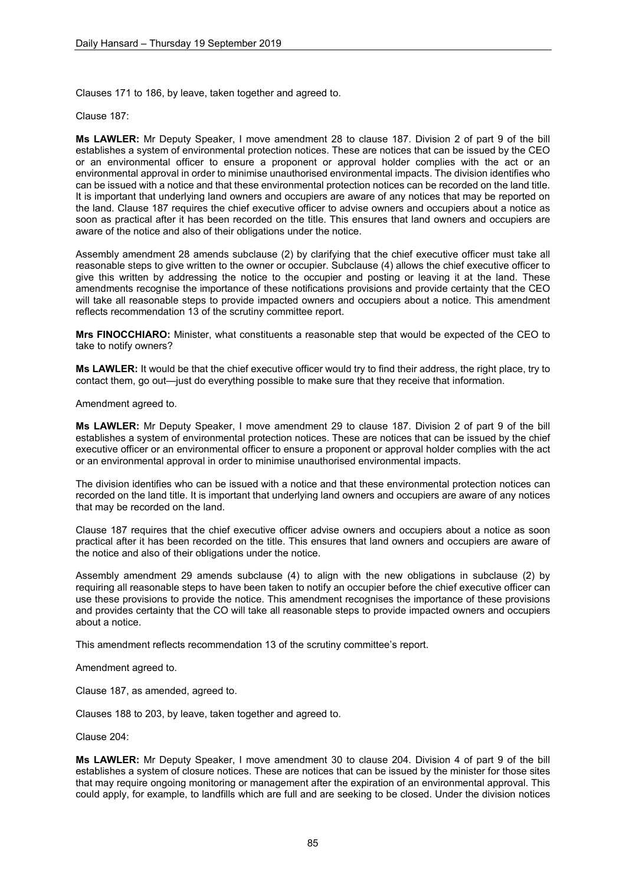Clauses 171 to 186, by leave, taken together and agreed to.

Clause 187:

**Ms LAWLER:** Mr Deputy Speaker, I move amendment 28 to clause 187. Division 2 of part 9 of the bill establishes a system of environmental protection notices. These are notices that can be issued by the CEO or an environmental officer to ensure a proponent or approval holder complies with the act or an environmental approval in order to minimise unauthorised environmental impacts. The division identifies who can be issued with a notice and that these environmental protection notices can be recorded on the land title. It is important that underlying land owners and occupiers are aware of any notices that may be reported on the land. Clause 187 requires the chief executive officer to advise owners and occupiers about a notice as soon as practical after it has been recorded on the title. This ensures that land owners and occupiers are aware of the notice and also of their obligations under the notice.

Assembly amendment 28 amends subclause (2) by clarifying that the chief executive officer must take all reasonable steps to give written to the owner or occupier. Subclause (4) allows the chief executive officer to give this written by addressing the notice to the occupier and posting or leaving it at the land. These amendments recognise the importance of these notifications provisions and provide certainty that the CEO will take all reasonable steps to provide impacted owners and occupiers about a notice. This amendment reflects recommendation 13 of the scrutiny committee report.

**Mrs FINOCCHIARO:** Minister, what constituents a reasonable step that would be expected of the CEO to take to notify owners?

**Ms LAWLER:** It would be that the chief executive officer would try to find their address, the right place, try to contact them, go out—just do everything possible to make sure that they receive that information.

Amendment agreed to.

**Ms LAWLER:** Mr Deputy Speaker, I move amendment 29 to clause 187. Division 2 of part 9 of the bill establishes a system of environmental protection notices. These are notices that can be issued by the chief executive officer or an environmental officer to ensure a proponent or approval holder complies with the act or an environmental approval in order to minimise unauthorised environmental impacts.

The division identifies who can be issued with a notice and that these environmental protection notices can recorded on the land title. It is important that underlying land owners and occupiers are aware of any notices that may be recorded on the land.

Clause 187 requires that the chief executive officer advise owners and occupiers about a notice as soon practical after it has been recorded on the title. This ensures that land owners and occupiers are aware of the notice and also of their obligations under the notice.

Assembly amendment 29 amends subclause (4) to align with the new obligations in subclause (2) by requiring all reasonable steps to have been taken to notify an occupier before the chief executive officer can use these provisions to provide the notice. This amendment recognises the importance of these provisions and provides certainty that the CO will take all reasonable steps to provide impacted owners and occupiers about a notice.

This amendment reflects recommendation 13 of the scrutiny committee's report.

Amendment agreed to.

Clause 187, as amended, agreed to.

Clauses 188 to 203, by leave, taken together and agreed to.

Clause 204:

**Ms LAWLER:** Mr Deputy Speaker, I move amendment 30 to clause 204. Division 4 of part 9 of the bill establishes a system of closure notices. These are notices that can be issued by the minister for those sites that may require ongoing monitoring or management after the expiration of an environmental approval. This could apply, for example, to landfills which are full and are seeking to be closed. Under the division notices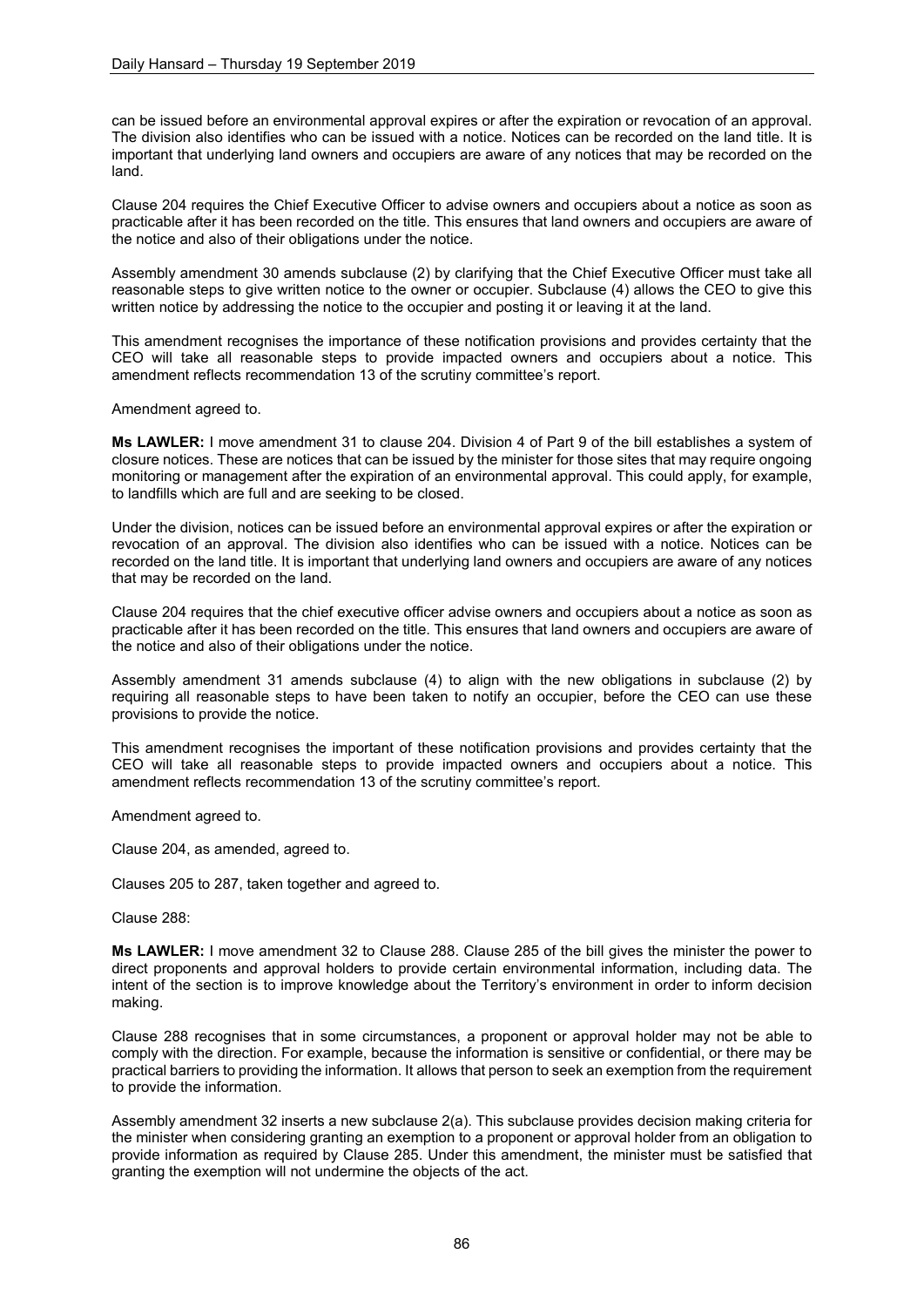can be issued before an environmental approval expires or after the expiration or revocation of an approval. The division also identifies who can be issued with a notice. Notices can be recorded on the land title. It is important that underlying land owners and occupiers are aware of any notices that may be recorded on the land.

Clause 204 requires the Chief Executive Officer to advise owners and occupiers about a notice as soon as practicable after it has been recorded on the title. This ensures that land owners and occupiers are aware of the notice and also of their obligations under the notice.

Assembly amendment 30 amends subclause (2) by clarifying that the Chief Executive Officer must take all reasonable steps to give written notice to the owner or occupier. Subclause (4) allows the CEO to give this written notice by addressing the notice to the occupier and posting it or leaving it at the land.

This amendment recognises the importance of these notification provisions and provides certainty that the CEO will take all reasonable steps to provide impacted owners and occupiers about a notice. This amendment reflects recommendation 13 of the scrutiny committee's report.

Amendment agreed to.

**Ms LAWLER:** I move amendment 31 to clause 204. Division 4 of Part 9 of the bill establishes a system of closure notices. These are notices that can be issued by the minister for those sites that may require ongoing monitoring or management after the expiration of an environmental approval. This could apply, for example, to landfills which are full and are seeking to be closed.

Under the division, notices can be issued before an environmental approval expires or after the expiration or revocation of an approval. The division also identifies who can be issued with a notice. Notices can be recorded on the land title. It is important that underlying land owners and occupiers are aware of any notices that may be recorded on the land.

Clause 204 requires that the chief executive officer advise owners and occupiers about a notice as soon as practicable after it has been recorded on the title. This ensures that land owners and occupiers are aware of the notice and also of their obligations under the notice.

Assembly amendment 31 amends subclause (4) to align with the new obligations in subclause (2) by requiring all reasonable steps to have been taken to notify an occupier, before the CEO can use these provisions to provide the notice.

This amendment recognises the important of these notification provisions and provides certainty that the CEO will take all reasonable steps to provide impacted owners and occupiers about a notice. This amendment reflects recommendation 13 of the scrutiny committee's report.

Amendment agreed to.

Clause 204, as amended, agreed to.

Clauses 205 to 287, taken together and agreed to.

Clause 288:

**Ms LAWLER:** I move amendment 32 to Clause 288. Clause 285 of the bill gives the minister the power to direct proponents and approval holders to provide certain environmental information, including data. The intent of the section is to improve knowledge about the Territory's environment in order to inform decision making.

Clause 288 recognises that in some circumstances, a proponent or approval holder may not be able to comply with the direction. For example, because the information is sensitive or confidential, or there may be practical barriers to providing the information. It allows that person to seek an exemption from the requirement to provide the information.

Assembly amendment 32 inserts a new subclause 2(a). This subclause provides decision making criteria for the minister when considering granting an exemption to a proponent or approval holder from an obligation to provide information as required by Clause 285. Under this amendment, the minister must be satisfied that granting the exemption will not undermine the objects of the act.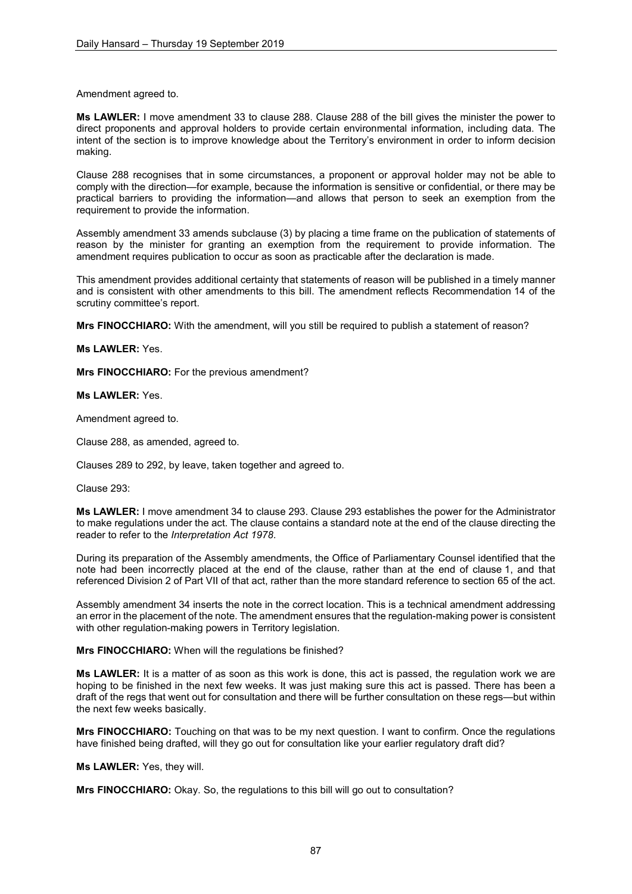Amendment agreed to.

**Ms LAWLER:** I move amendment 33 to clause 288. Clause 288 of the bill gives the minister the power to direct proponents and approval holders to provide certain environmental information, including data. The intent of the section is to improve knowledge about the Territory's environment in order to inform decision making.

Clause 288 recognises that in some circumstances, a proponent or approval holder may not be able to comply with the direction—for example, because the information is sensitive or confidential, or there may be practical barriers to providing the information—and allows that person to seek an exemption from the requirement to provide the information.

Assembly amendment 33 amends subclause (3) by placing a time frame on the publication of statements of reason by the minister for granting an exemption from the requirement to provide information. The amendment requires publication to occur as soon as practicable after the declaration is made.

This amendment provides additional certainty that statements of reason will be published in a timely manner and is consistent with other amendments to this bill. The amendment reflects Recommendation 14 of the scrutiny committee's report.

**Mrs FINOCCHIARO:** With the amendment, will you still be required to publish a statement of reason?

**Ms LAWLER:** Yes.

**Mrs FINOCCHIARO:** For the previous amendment?

**Ms LAWLER:** Yes.

Amendment agreed to.

Clause 288, as amended, agreed to.

Clauses 289 to 292, by leave, taken together and agreed to.

Clause 293:

**Ms LAWLER:** I move amendment 34 to clause 293. Clause 293 establishes the power for the Administrator to make regulations under the act. The clause contains a standard note at the end of the clause directing the reader to refer to the *Interpretation Act 1978*.

During its preparation of the Assembly amendments, the Office of Parliamentary Counsel identified that the note had been incorrectly placed at the end of the clause, rather than at the end of clause 1, and that referenced Division 2 of Part VII of that act, rather than the more standard reference to section 65 of the act.

Assembly amendment 34 inserts the note in the correct location. This is a technical amendment addressing an error in the placement of the note. The amendment ensures that the regulation-making power is consistent with other regulation-making powers in Territory legislation.

**Mrs FINOCCHIARO:** When will the regulations be finished?

**Ms LAWLER:** It is a matter of as soon as this work is done, this act is passed, the regulation work we are hoping to be finished in the next few weeks. It was just making sure this act is passed. There has been a draft of the regs that went out for consultation and there will be further consultation on these regs—but within the next few weeks basically.

**Mrs FINOCCHIARO:** Touching on that was to be my next question. I want to confirm. Once the regulations have finished being drafted, will they go out for consultation like your earlier regulatory draft did?

**Ms LAWLER:** Yes, they will.

**Mrs FINOCCHIARO:** Okay. So, the regulations to this bill will go out to consultation?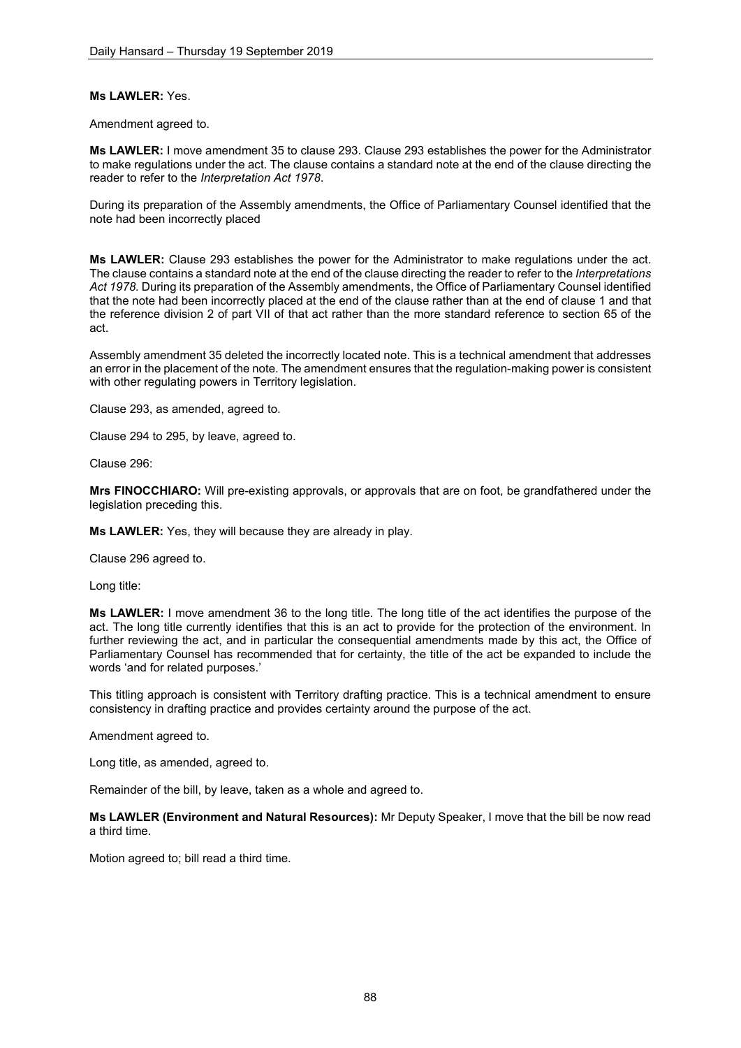**Ms LAWLER:** Yes.

Amendment agreed to.

**Ms LAWLER:** I move amendment 35 to clause 293. Clause 293 establishes the power for the Administrator to make regulations under the act. The clause contains a standard note at the end of the clause directing the reader to refer to the *Interpretation Act 1978*.

During its preparation of the Assembly amendments, the Office of Parliamentary Counsel identified that the note had been incorrectly placed

**Ms LAWLER:** Clause 293 establishes the power for the Administrator to make regulations under the act. The clause contains a standard note at the end of the clause directing the reader to refer to the *Interpretations Act 1978*. During its preparation of the Assembly amendments, the Office of Parliamentary Counsel identified that the note had been incorrectly placed at the end of the clause rather than at the end of clause 1 and that the reference division 2 of part VII of that act rather than the more standard reference to section 65 of the act.

Assembly amendment 35 deleted the incorrectly located note. This is a technical amendment that addresses an error in the placement of the note. The amendment ensures that the regulation-making power is consistent with other regulating powers in Territory legislation.

Clause 293, as amended, agreed to.

Clause 294 to 295, by leave, agreed to.

Clause 296:

**Mrs FINOCCHIARO:** Will pre-existing approvals, or approvals that are on foot, be grandfathered under the legislation preceding this.

**Ms LAWLER:** Yes, they will because they are already in play.

Clause 296 agreed to.

Long title:

**Ms LAWLER:** I move amendment 36 to the long title. The long title of the act identifies the purpose of the act. The long title currently identifies that this is an act to provide for the protection of the environment. In further reviewing the act, and in particular the consequential amendments made by this act, the Office of Parliamentary Counsel has recommended that for certainty, the title of the act be expanded to include the words 'and for related purposes.'

This titling approach is consistent with Territory drafting practice. This is a technical amendment to ensure consistency in drafting practice and provides certainty around the purpose of the act.

Amendment agreed to.

Long title, as amended, agreed to.

Remainder of the bill, by leave, taken as a whole and agreed to.

**Ms LAWLER (Environment and Natural Resources):** Mr Deputy Speaker, I move that the bill be now read a third time.

Motion agreed to; bill read a third time.